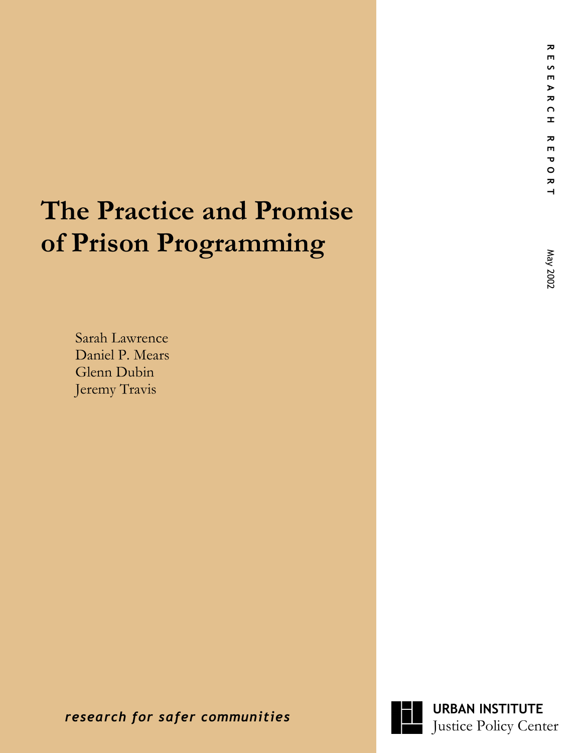RESEARCH REPORT

May 2002

# The Practice and Promise of Prison Programming

Sarah Lawrence
Daniel P. Mears
Glenn Dubin
Jeremy Travis

*research for safer communities*

**URBAN INSTITUTE**
Justice Policy Center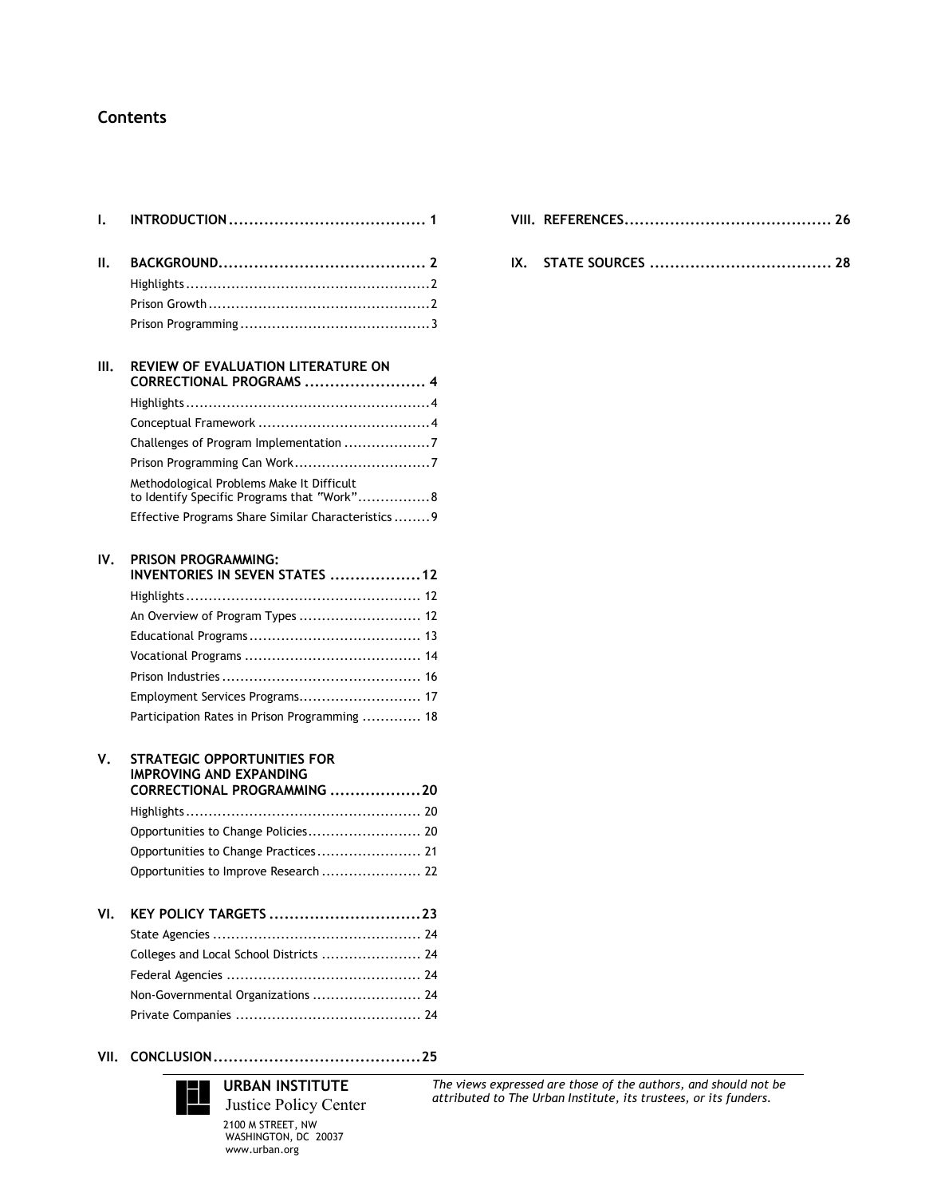# Contents

**I. INTRODUCTION ....................................... 1**

**II. BACKGROUND......................................... 2**

- Highlights ..................................................... 2
- Prison Growth ................................................ 2
- Prison Programming ....................................... 3

**III. REVIEW OF EVALUATION LITERATURE ON CORRECTIONAL PROGRAMS ........................ 4**

- Highlights ..................................................... 4
- Conceptual Framework ..................................... 4
- Challenges of Program Implementation .................. 7
- Prison Programming Can Work ............................ 7
- Methodological Problems Make It Difficult to Identify Specific Programs that "Work" ................ 8
- Effective Programs Share Similar Characteristics ........ 9

**IV. PRISON PROGRAMMING: INVENTORIES IN SEVEN STATES .................. 12**

- Highlights ..................................................... 12
- An Overview of Program Types ........................... 12
- Educational Programs ...................................... 13
- Vocational Programs ....................................... 14
- Prison Industries ............................................ 16
- Employment Services Programs........................... 17
- Participation Rates in Prison Programming ............. 18

**V. STRATEGIC OPPORTUNITIES FOR IMPROVING AND EXPANDING CORRECTIONAL PROGRAMMING .................. 20**

- Highlights ..................................................... 20
- Opportunities to Change Policies......................... 20
- Opportunities to Change Practices....................... 21
- Opportunities to Improve Research ...................... 22

**VI. KEY POLICY TARGETS .............................. 23**

- State Agencies ............................................... 24
- Colleges and Local School Districts ...................... 24
- Federal Agencies ............................................ 24
- Non-Governmental Organizations ........................ 24
- Private Companies .......................................... 24

**VII. CONCLUSION......................................... 25**

**VIII. REFERENCES......................................... 26**

**IX. STATE SOURCES .................................... 28**

**URBAN INSTITUTE**
Justice Policy Center
2100 M STREET, NW
WASHINGTON, DC 20037
www.urban.org

*The views expressed are those of the authors, and should not be attributed to The Urban Institute, its trustees, or its funders.*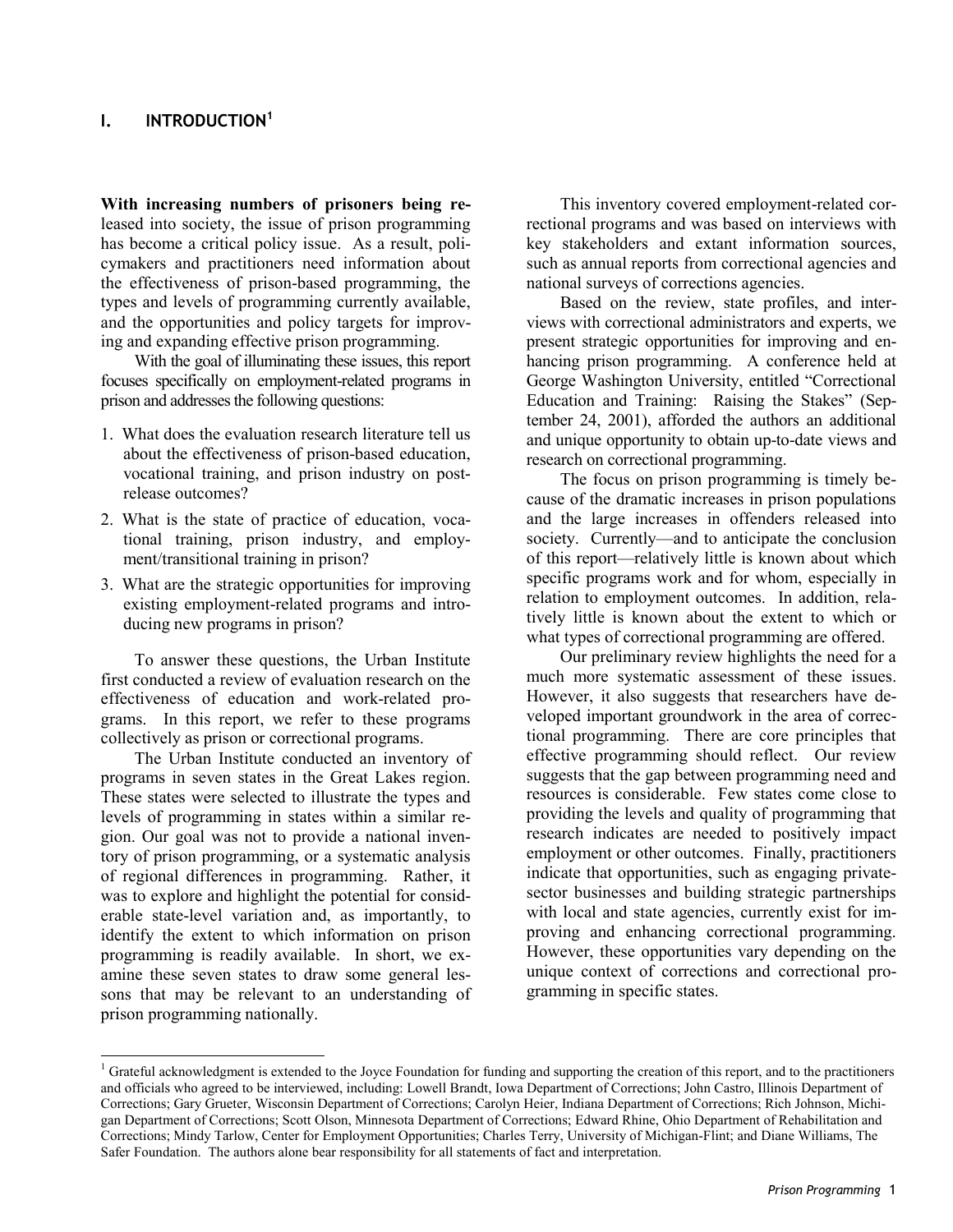# I. INTRODUCTION[1]

**With increasing numbers of prisoners being released into society**, the issue of prison programming has become a critical policy issue. As a result, policymakers and practitioners need information about the effectiveness of prison-based programming, the types and levels of programming currently available, and the opportunities and policy targets for improving and expanding effective prison programming.

With the goal of illuminating these issues, this report focuses specifically on employment-related programs in prison and addresses the following questions:

1. What does the evaluation research literature tell us about the effectiveness of prison-based education, vocational training, and prison industry on post-release outcomes?
2. What is the state of practice of education, vocational training, prison industry, and employment/transitional training in prison?
3. What are the strategic opportunities for improving existing employment-related programs and introducing new programs in prison?

To answer these questions, the Urban Institute first conducted a review of evaluation research on the effectiveness of education and work-related programs. In this report, we refer to these programs collectively as prison or correctional programs.

The Urban Institute conducted an inventory of programs in seven states in the Great Lakes region. These states were selected to illustrate the types and levels of programming in states within a similar region. Our goal was not to provide a national inventory of prison programming, or a systematic analysis of regional differences in programming. Rather, it was to explore and highlight the potential for considerable state-level variation and, as importantly, to identify the extent to which information on prison programming is readily available. In short, we examine these seven states to draw some general lessons that may be relevant to an understanding of prison programming nationally.

This inventory covered employment-related correctional programs and was based on interviews with key stakeholders and extant information sources, such as annual reports from correctional agencies and national surveys of corrections agencies.

Based on the review, state profiles, and interviews with correctional administrators and experts, we present strategic opportunities for improving and enhancing prison programming. A conference held at George Washington University, entitled "Correctional Education and Training: Raising the Stakes" (September 24, 2001), afforded the authors an additional and unique opportunity to obtain up-to-date views and research on correctional programming.

The focus on prison programming is timely because of the dramatic increases in prison populations and the large increases in offenders released into society. Currently—and to anticipate the conclusion of this report—relatively little is known about which specific programs work and for whom, especially in relation to employment outcomes. In addition, relatively little is known about the extent to which or what types of correctional programming are offered.

Our preliminary review highlights the need for a much more systematic assessment of these issues. However, it also suggests that researchers have developed important groundwork in the area of correctional programming. There are core principles that effective programming should reflect. Our review suggests that the gap between programming need and resources is considerable. Few states come close to providing the levels and quality of programming that research indicates are needed to positively impact employment or other outcomes. Finally, practitioners indicate that opportunities, such as engaging private-sector businesses and building strategic partnerships with local and state agencies, currently exist for improving and enhancing correctional programming. However, these opportunities vary depending on the unique context of corrections and correctional programming in specific states.

[1] Grateful acknowledgment is extended to the Joyce Foundation for funding and supporting the creation of this report, and to the practitioners and officials who agreed to be interviewed, including: Lowell Brandt, Iowa Department of Corrections; John Castro, Illinois Department of Corrections; Gary Grueter, Wisconsin Department of Corrections; Carolyn Heier, Indiana Department of Corrections; Rich Johnson, Michigan Department of Corrections; Scott Olson, Minnesota Department of Corrections; Edward Rhine, Ohio Department of Rehabilitation and Corrections; Mindy Tarlow, Center for Employment Opportunities; Charles Terry, University of Michigan-Flint; and Diane Williams, The Safer Foundation. The authors alone bear responsibility for all statements of fact and interpretation.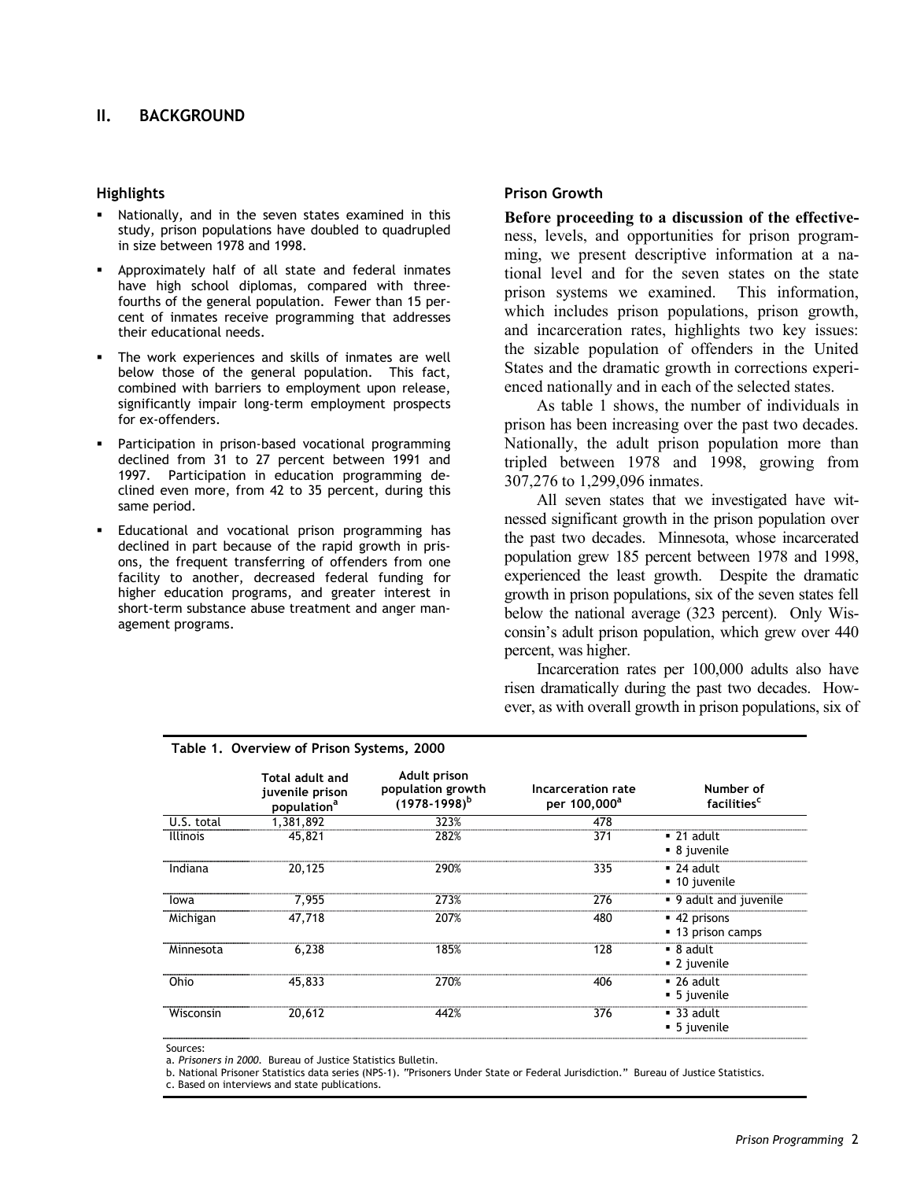## II. BACKGROUND

### Highlights

- Nationally, and in the seven states examined in this study, prison populations have doubled to quadrupled in size between 1978 and 1998.
- Approximately half of all state and federal inmates have high school diplomas, compared with three-fourths of the general population. Fewer than 15 percent of inmates receive programming that addresses their educational needs.
- The work experiences and skills of inmates are well below those of the general population. This fact, combined with barriers to employment upon release, significantly impair long-term employment prospects for ex-offenders.
- Participation in prison-based vocational programming declined from 31 to 27 percent between 1991 and 1997. Participation in education programming declined even more, from 42 to 35 percent, during this same period.
- Educational and vocational prison programming has declined in part because of the rapid growth in prisons, the frequent transferring of offenders from one facility to another, decreased federal funding for higher education programs, and greater interest in short-term substance abuse treatment and anger management programs.

### Prison Growth

**Before proceeding to a discussion of the effective**ness, levels, and opportunities for prison programming, we present descriptive information at a national level and for the seven states on the state prison systems we examined. This information, which includes prison populations, prison growth, and incarceration rates, highlights two key issues: the sizable population of offenders in the United States and the dramatic growth in corrections experienced nationally and in each of the selected states.

As table 1 shows, the number of individuals in prison has been increasing over the past two decades. Nationally, the adult prison population more than tripled between 1978 and 1998, growing from 307,276 to 1,299,096 inmates.

All seven states that we investigated have witnessed significant growth in the prison population over the past two decades. Minnesota, whose incarcerated population grew 185 percent between 1978 and 1998, experienced the least growth. Despite the dramatic growth in prison populations, six of the seven states fell below the national average (323 percent). Only Wisconsin's adult prison population, which grew over 440 percent, was higher.

Incarceration rates per 100,000 adults also have risen dramatically during the past two decades. However, as with overall growth in prison populations, six of

**Table 1. Overview of Prison Systems, 2000**

| | Total adult and juvenile prison population[a] | Adult prison population growth (1978-1998)[b] | Incarceration rate per 100,000[a] | Number of facilities[c] |
|---|---|---|---|---|
| U.S. total | 1,381,892 | 323% | 478 | |
| Illinois | 45,821 | 282% | 371 | ▪ 21 adult<br>▪ 8 juvenile |
| Indiana | 20,125 | 290% | 335 | ▪ 24 adult<br>▪ 10 juvenile |
| Iowa | 7,955 | 273% | 276 | ▪ 9 adult and juvenile |
| Michigan | 47,718 | 207% | 480 | ▪ 42 prisons<br>▪ 13 prison camps |
| Minnesota | 6,238 | 185% | 128 | ▪ 8 adult<br>▪ 2 juvenile |
| Ohio | 45,833 | 270% | 406 | ▪ 26 adult<br>▪ 5 juvenile |
| Wisconsin | 20,612 | 442% | 376 | ▪ 33 adult<br>▪ 5 juvenile |

Sources:
a. *Prisoners in 2000.* Bureau of Justice Statistics Bulletin.
b. National Prisoner Statistics data series (NPS-1). "Prisoners Under State or Federal Jurisdiction." Bureau of Justice Statistics.
c. Based on interviews and state publications.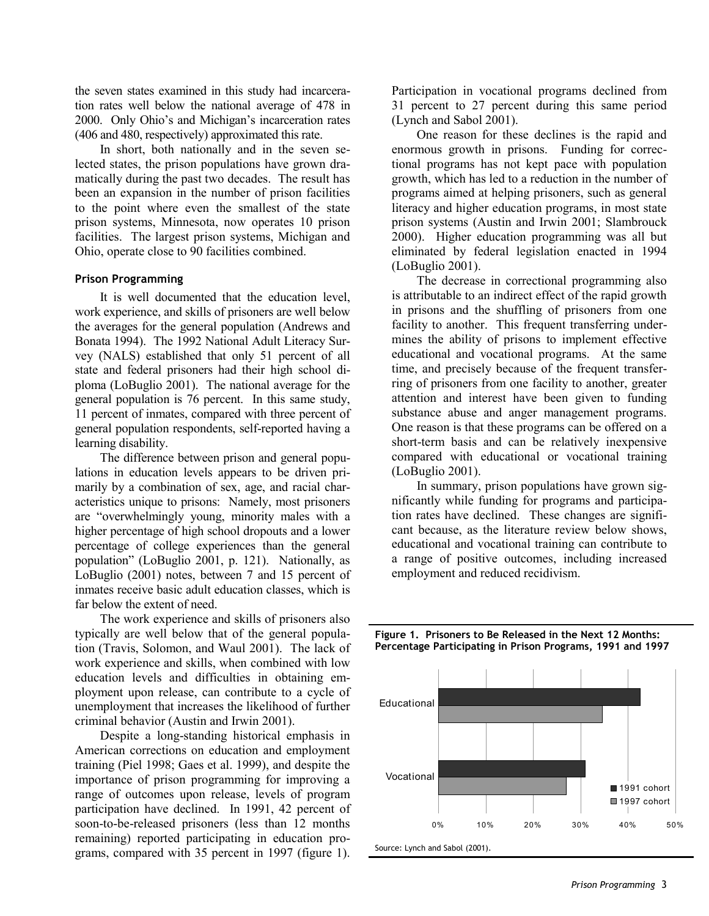the seven states examined in this study had incarceration rates well below the national average of 478 in 2000. Only Ohio's and Michigan's incarceration rates (406 and 480, respectively) approximated this rate.

In short, both nationally and in the seven selected states, the prison populations have grown dramatically during the past two decades. The result has been an expansion in the number of prison facilities to the point where even the smallest of the state prison systems, Minnesota, now operates 10 prison facilities. The largest prison systems, Michigan and Ohio, operate close to 90 facilities combined.

### Prison Programming

It is well documented that the education level, work experience, and skills of prisoners are well below the averages for the general population (Andrews and Bonata 1994). The 1992 National Adult Literacy Survey (NALS) established that only 51 percent of all state and federal prisoners had their high school diploma (LoBuglio 2001). The national average for the general population is 76 percent. In this same study, 11 percent of inmates, compared with three percent of general population respondents, self-reported having a learning disability.

The difference between prison and general populations in education levels appears to be driven primarily by a combination of sex, age, and racial characteristics unique to prisons: Namely, most prisoners are "overwhelmingly young, minority males with a higher percentage of high school dropouts and a lower percentage of college experiences than the general population" (LoBuglio 2001, p. 121). Nationally, as LoBuglio (2001) notes, between 7 and 15 percent of inmates receive basic adult education classes, which is far below the extent of need.

The work experience and skills of prisoners also typically are well below that of the general population (Travis, Solomon, and Waul 2001). The lack of work experience and skills, when combined with low education levels and difficulties in obtaining employment upon release, can contribute to a cycle of unemployment that increases the likelihood of further criminal behavior (Austin and Irwin 2001).

Despite a long-standing historical emphasis in American corrections on education and employment training (Piel 1998; Gaes et al. 1999), and despite the importance of prison programming for improving a range of outcomes upon release, levels of program participation have declined. In 1991, 42 percent of soon-to-be-released prisoners (less than 12 months remaining) reported participating in education programs, compared with 35 percent in 1997 (figure 1). Participation in vocational programs declined from 31 percent to 27 percent during this same period (Lynch and Sabol 2001).

One reason for these declines is the rapid and enormous growth in prisons. Funding for correctional programs has not kept pace with population growth, which has led to a reduction in the number of programs aimed at helping prisoners, such as general literacy and higher education programs, in most state prison systems (Austin and Irwin 2001; Slambrouck 2000). Higher education programming was all but eliminated by federal legislation enacted in 1994 (LoBuglio 2001).

The decrease in correctional programming also is attributable to an indirect effect of the rapid growth in prisons and the shuffling of prisoners from one facility to another. This frequent transferring undermines the ability of prisons to implement effective educational and vocational programs. At the same time, and precisely because of the frequent transferring of prisoners from one facility to another, greater attention and interest have been given to funding substance abuse and anger management programs. One reason is that these programs can be offered on a short-term basis and can be relatively inexpensive compared with educational or vocational training (LoBuglio 2001).

In summary, prison populations have grown significantly while funding for programs and participation rates have declined. These changes are significant because, as the literature review below shows, educational and vocational training can contribute to a range of positive outcomes, including increased employment and reduced recidivism.

**Figure 1. Prisoners to Be Released in the Next 12 Months: Percentage Participating in Prison Programs, 1991 and 1997**

| | 1991 cohort | 1997 cohort |
|---|---|---|
| Educational | 42% | 35% |
| Vocational | 31% | 27% |

Source: Lynch and Sabol (2001).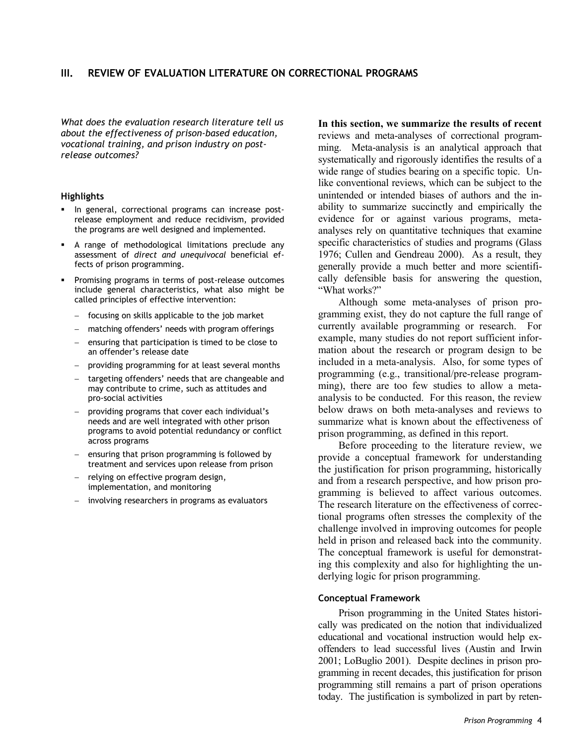## III. REVIEW OF EVALUATION LITERATURE ON CORRECTIONAL PROGRAMS

*What does the evaluation research literature tell us about the effectiveness of prison-based education, vocational training, and prison industry on post-release outcomes?*

### Highlights

- In general, correctional programs can increase post-release employment and reduce recidivism, provided the programs are well designed and implemented.
- A range of methodological limitations preclude any assessment of *direct and unequivocal* beneficial effects of prison programming.
- Promising programs in terms of post-release outcomes include general characteristics, what also might be called principles of effective intervention:
  - focusing on skills applicable to the job market
  - matching offenders' needs with program offerings
  - ensuring that participation is timed to be close to an offender's release date
  - providing programming for at least several months
  - targeting offenders' needs that are changeable and may contribute to crime, such as attitudes and pro-social activities
  - providing programs that cover each individual's needs and are well integrated with other prison programs to avoid potential redundancy or conflict across programs
  - ensuring that prison programming is followed by treatment and services upon release from prison
  - relying on effective program design, implementation, and monitoring
  - involving researchers in programs as evaluators

**In this section, we summarize the results of recent** reviews and meta-analyses of correctional programming. Meta-analysis is an analytical approach that systematically and rigorously identifies the results of a wide range of studies bearing on a specific topic. Unlike conventional reviews, which can be subject to the unintended or intended biases of authors and the inability to summarize succinctly and empirically the evidence for or against various programs, meta-analyses rely on quantitative techniques that examine specific characteristics of studies and programs (Glass 1976; Cullen and Gendreau 2000). As a result, they generally provide a much better and more scientifically defensible basis for answering the question, "What works?"

Although some meta-analyses of prison programming exist, they do not capture the full range of currently available programming or research. For example, many studies do not report sufficient information about the research or program design to be included in a meta-analysis. Also, for some types of programming (e.g., transitional/pre-release programming), there are too few studies to allow a meta-analysis to be conducted. For this reason, the review below draws on both meta-analyses and reviews to summarize what is known about the effectiveness of prison programming, as defined in this report.

Before proceeding to the literature review, we provide a conceptual framework for understanding the justification for prison programming, historically and from a research perspective, and how prison programming is believed to affect various outcomes. The research literature on the effectiveness of correctional programs often stresses the complexity of the challenge involved in improving outcomes for people held in prison and released back into the community. The conceptual framework is useful for demonstrating this complexity and also for highlighting the underlying logic for prison programming.

### Conceptual Framework

Prison programming in the United States historically was predicated on the notion that individualized educational and vocational instruction would help ex-offenders to lead successful lives (Austin and Irwin 2001; LoBuglio 2001). Despite declines in prison programming in recent decades, this justification for prison programming still remains a part of prison operations today. The justification is symbolized in part by reten-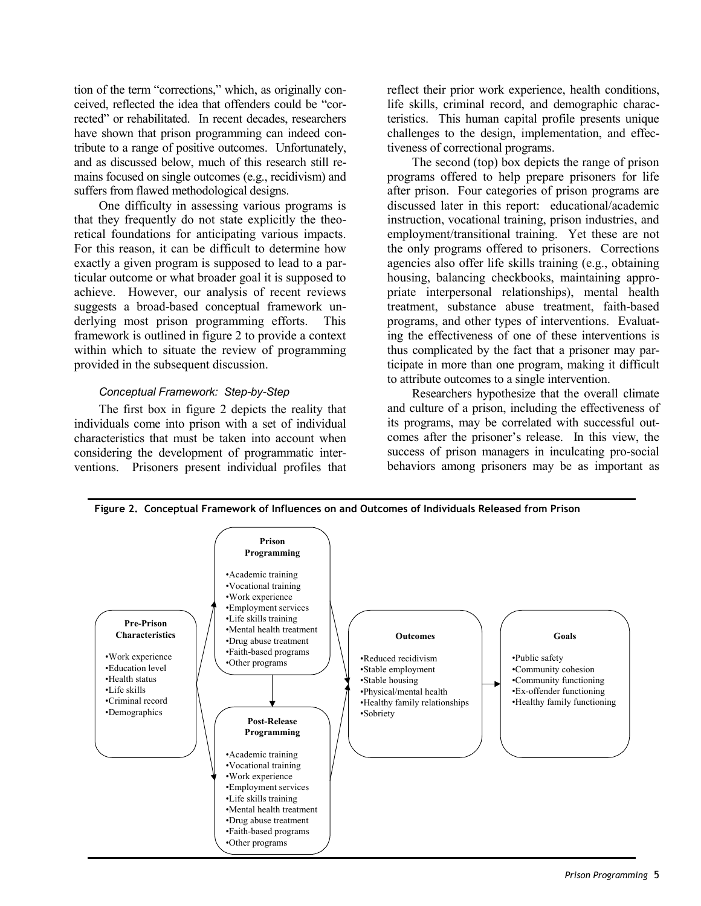tion of the term "corrections," which, as originally conceived, reflected the idea that offenders could be "corrected" or rehabilitated. In recent decades, researchers have shown that prison programming can indeed contribute to a range of positive outcomes. Unfortunately, and as discussed below, much of this research still remains focused on single outcomes (e.g., recidivism) and suffers from flawed methodological designs.

One difficulty in assessing various programs is that they frequently do not state explicitly the theoretical foundations for anticipating various impacts. For this reason, it can be difficult to determine how exactly a given program is supposed to lead to a particular outcome or what broader goal it is supposed to achieve. However, our analysis of recent reviews suggests a broad-based conceptual framework underlying most prison programming efforts. This framework is outlined in figure 2 to provide a context within which to situate the review of programming provided in the subsequent discussion.

### *Conceptual Framework: Step-by-Step*

The first box in figure 2 depicts the reality that individuals come into prison with a set of individual characteristics that must be taken into account when considering the development of programmatic interventions. Prisoners present individual profiles that reflect their prior work experience, health conditions, life skills, criminal record, and demographic characteristics. This human capital profile presents unique challenges to the design, implementation, and effectiveness of correctional programs.

The second (top) box depicts the range of prison programs offered to help prepare prisoners for life after prison. Four categories of prison programs are discussed later in this report: educational/academic instruction, vocational training, prison industries, and employment/transitional training. Yet these are not the only programs offered to prisoners. Corrections agencies also offer life skills training (e.g., obtaining housing, balancing checkbooks, maintaining appropriate interpersonal relationships), mental health treatment, substance abuse treatment, faith-based programs, and other types of interventions. Evaluating the effectiveness of one of these interventions is thus complicated by the fact that a prisoner may participate in more than one program, making it difficult to attribute outcomes to a single intervention.

Researchers hypothesize that the overall climate and culture of a prison, including the effectiveness of its programs, may be correlated with successful outcomes after the prisoner's release. In this view, the success of prison managers in inculcating pro-social behaviors among prisoners may be as important as

**Figure 2. Conceptual Framework of Influences on and Outcomes of Individuals Released from Prison**

**Pre-Prison Characteristics**
- Work experience
- Education level
- Health status
- Life skills
- Criminal record
- Demographics

**Prison Programming**
- Academic training
- Vocational training
- Work experience
- Employment services
- Life skills training
- Mental health treatment
- Drug abuse treatment
- Faith-based programs
- Other programs

**Post-Release Programming**
- Academic training
- Vocational training
- Work experience
- Employment services
- Life skills training
- Mental health treatment
- Drug abuse treatment
- Faith-based programs
- Other programs

**Outcomes**
- Reduced recidivism
- Stable employment
- Stable housing
- Physical/mental health
- Healthy family relationships
- Sobriety

**Goals**
- Public safety
- Community cohesion
- Community functioning
- Ex-offender functioning
- Healthy family functioning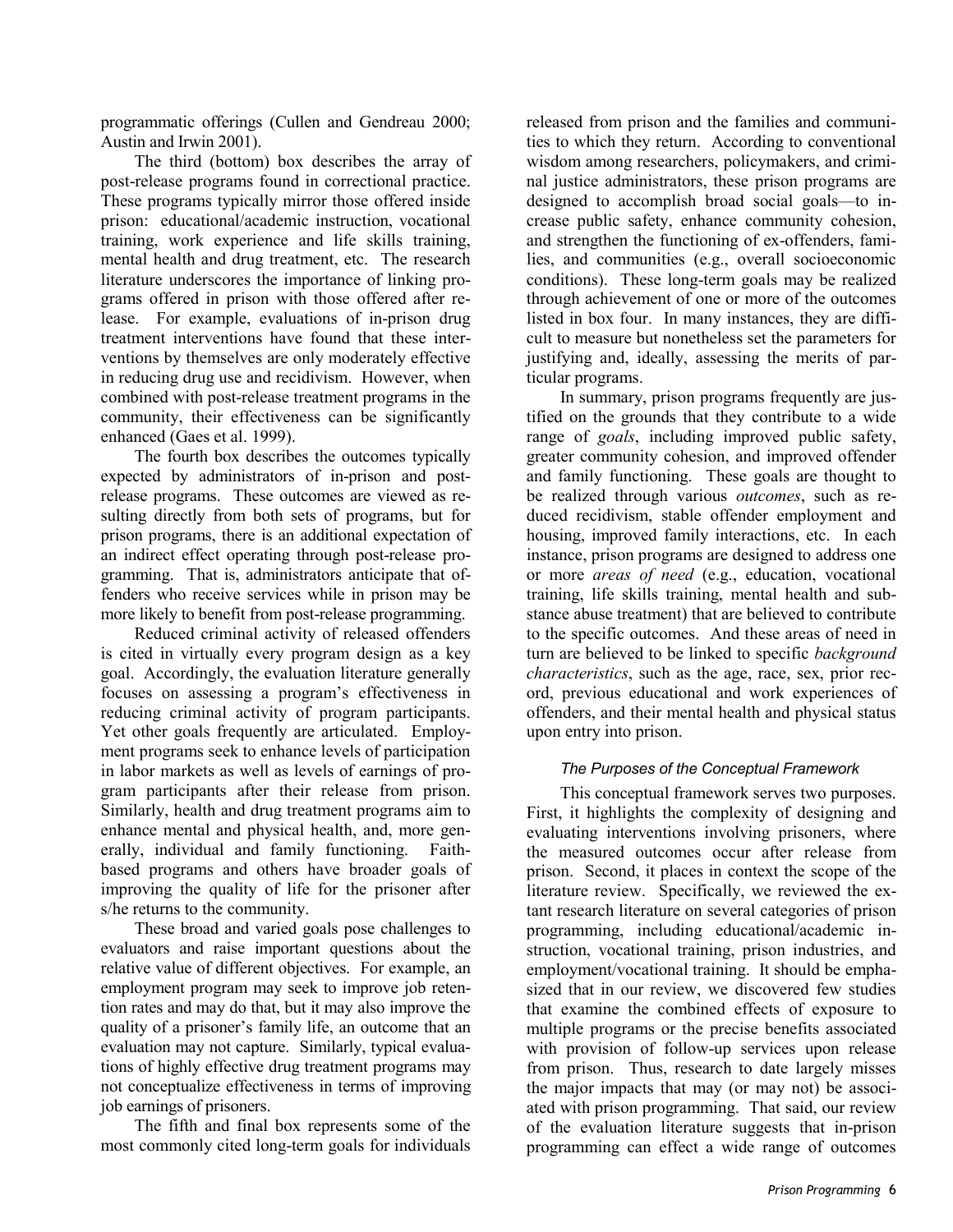programmatic offerings (Cullen and Gendreau 2000; Austin and Irwin 2001).

The third (bottom) box describes the array of post-release programs found in correctional practice. These programs typically mirror those offered inside prison: educational/academic instruction, vocational training, work experience and life skills training, mental health and drug treatment, etc. The research literature underscores the importance of linking programs offered in prison with those offered after release. For example, evaluations of in-prison drug treatment interventions have found that these interventions by themselves are only moderately effective in reducing drug use and recidivism. However, when combined with post-release treatment programs in the community, their effectiveness can be significantly enhanced (Gaes et al. 1999).

The fourth box describes the outcomes typically expected by administrators of in-prison and post-release programs. These outcomes are viewed as resulting directly from both sets of programs, but for prison programs, there is an additional expectation of an indirect effect operating through post-release programming. That is, administrators anticipate that offenders who receive services while in prison may be more likely to benefit from post-release programming.

Reduced criminal activity of released offenders is cited in virtually every program design as a key goal. Accordingly, the evaluation literature generally focuses on assessing a program's effectiveness in reducing criminal activity of program participants. Yet other goals frequently are articulated. Employment programs seek to enhance levels of participation in labor markets as well as levels of earnings of program participants after their release from prison. Similarly, health and drug treatment programs aim to enhance mental and physical health, and, more generally, individual and family functioning. Faith-based programs and others have broader goals of improving the quality of life for the prisoner after s/he returns to the community.

These broad and varied goals pose challenges to evaluators and raise important questions about the relative value of different objectives. For example, an employment program may seek to improve job retention rates and may do that, but it may also improve the quality of a prisoner's family life, an outcome that an evaluation may not capture. Similarly, typical evaluations of highly effective drug treatment programs may not conceptualize effectiveness in terms of improving job earnings of prisoners.

The fifth and final box represents some of the most commonly cited long-term goals for individuals released from prison and the families and communities to which they return. According to conventional wisdom among researchers, policymakers, and criminal justice administrators, these prison programs are designed to accomplish broad social goals—to increase public safety, enhance community cohesion, and strengthen the functioning of ex-offenders, families, and communities (e.g., overall socioeconomic conditions). These long-term goals may be realized through achievement of one or more of the outcomes listed in box four. In many instances, they are difficult to measure but nonetheless set the parameters for justifying and, ideally, assessing the merits of particular programs.

In summary, prison programs frequently are justified on the grounds that they contribute to a wide range of *goals*, including improved public safety, greater community cohesion, and improved offender and family functioning. These goals are thought to be realized through various *outcomes*, such as reduced recidivism, stable offender employment and housing, improved family interactions, etc. In each instance, prison programs are designed to address one or more *areas of need* (e.g., education, vocational training, life skills training, mental health and substance abuse treatment) that are believed to contribute to the specific outcomes. And these areas of need in turn are believed to be linked to specific *background characteristics*, such as the age, race, sex, prior record, previous educational and work experiences of offenders, and their mental health and physical status upon entry into prison.

### *The Purposes of the Conceptual Framework*

This conceptual framework serves two purposes. First, it highlights the complexity of designing and evaluating interventions involving prisoners, where the measured outcomes occur after release from prison. Second, it places in context the scope of the literature review. Specifically, we reviewed the extant research literature on several categories of prison programming, including educational/academic instruction, vocational training, prison industries, and employment/vocational training. It should be emphasized that in our review, we discovered few studies that examine the combined effects of exposure to multiple programs or the precise benefits associated with provision of follow-up services upon release from prison. Thus, research to date largely misses the major impacts that may (or may not) be associated with prison programming. That said, our review of the evaluation literature suggests that in-prison programming can effect a wide range of outcomes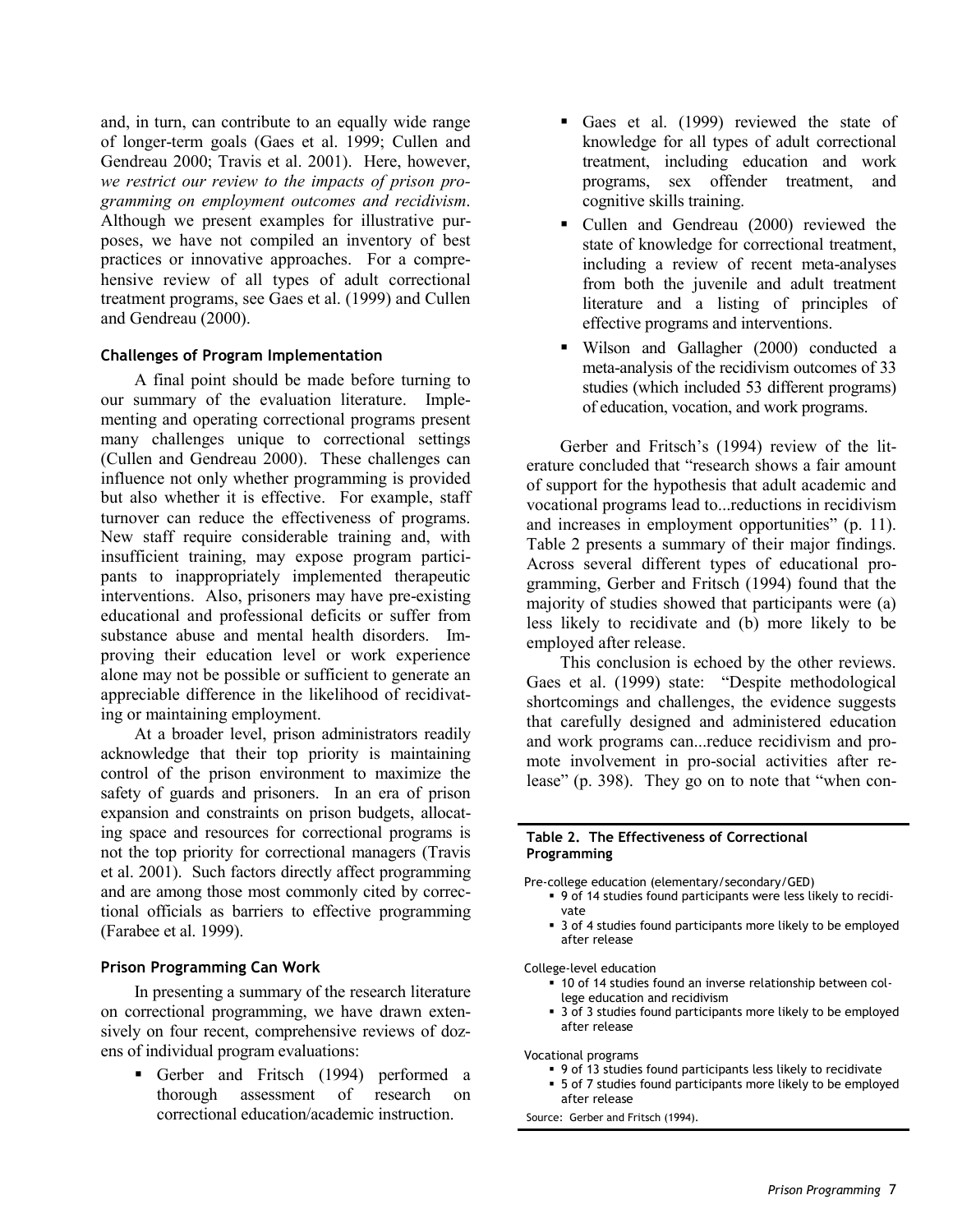and, in turn, can contribute to an equally wide range of longer-term goals (Gaes et al. 1999; Cullen and Gendreau 2000; Travis et al. 2001). Here, however, *we restrict our review to the impacts of prison programming on employment outcomes and recidivism*. Although we present examples for illustrative purposes, we have not compiled an inventory of best practices or innovative approaches. For a comprehensive review of all types of adult correctional treatment programs, see Gaes et al. (1999) and Cullen and Gendreau (2000).

### Challenges of Program Implementation

A final point should be made before turning to our summary of the evaluation literature. Implementing and operating correctional programs present many challenges unique to correctional settings (Cullen and Gendreau 2000). These challenges can influence not only whether programming is provided but also whether it is effective. For example, staff turnover can reduce the effectiveness of programs. New staff require considerable training and, with insufficient training, may expose program participants to inappropriately implemented therapeutic interventions. Also, prisoners may have pre-existing educational and professional deficits or suffer from substance abuse and mental health disorders. Improving their education level or work experience alone may not be possible or sufficient to generate an appreciable difference in the likelihood of recidivating or maintaining employment.

At a broader level, prison administrators readily acknowledge that their top priority is maintaining control of the prison environment to maximize the safety of guards and prisoners. In an era of prison expansion and constraints on prison budgets, allocating space and resources for correctional programs is not the top priority for correctional managers (Travis et al. 2001). Such factors directly affect programming and are among those most commonly cited by correctional officials as barriers to effective programming (Farabee et al. 1999).

### Prison Programming Can Work

In presenting a summary of the research literature on correctional programming, we have drawn extensively on four recent, comprehensive reviews of dozens of individual program evaluations:

- Gerber and Fritsch (1994) performed a thorough assessment of research on correctional education/academic instruction.
- Gaes et al. (1999) reviewed the state of knowledge for all types of adult correctional treatment, including education and work programs, sex offender treatment, and cognitive skills training.
- Cullen and Gendreau (2000) reviewed the state of knowledge for correctional treatment, including a review of recent meta-analyses from both the juvenile and adult treatment literature and a listing of principles of effective programs and interventions.
- Wilson and Gallagher (2000) conducted a meta-analysis of the recidivism outcomes of 33 studies (which included 53 different programs) of education, vocation, and work programs.

Gerber and Fritsch's (1994) review of the literature concluded that "research shows a fair amount of support for the hypothesis that adult academic and vocational programs lead to...reductions in recidivism and increases in employment opportunities" (p. 11). Table 2 presents a summary of their major findings. Across several different types of educational programming, Gerber and Fritsch (1994) found that the majority of studies showed that participants were (a) less likely to recidivate and (b) more likely to be employed after release.

This conclusion is echoed by the other reviews. Gaes et al. (1999) state: "Despite methodological shortcomings and challenges, the evidence suggests that carefully designed and administered education and work programs can...reduce recidivism and promote involvement in pro-social activities after release" (p. 398). They go on to note that "when con-

**Table 2. The Effectiveness of Correctional Programming**

Pre-college education (elementary/secondary/GED)

- 9 of 14 studies found participants were less likely to recidivate
- 3 of 4 studies found participants more likely to be employed after release

College-level education

- 10 of 14 studies found an inverse relationship between college education and recidivism
- 3 of 3 studies found participants more likely to be employed after release

Vocational programs

- 9 of 13 studies found participants less likely to recidivate
- 5 of 7 studies found participants more likely to be employed after release

Source: Gerber and Fritsch (1994).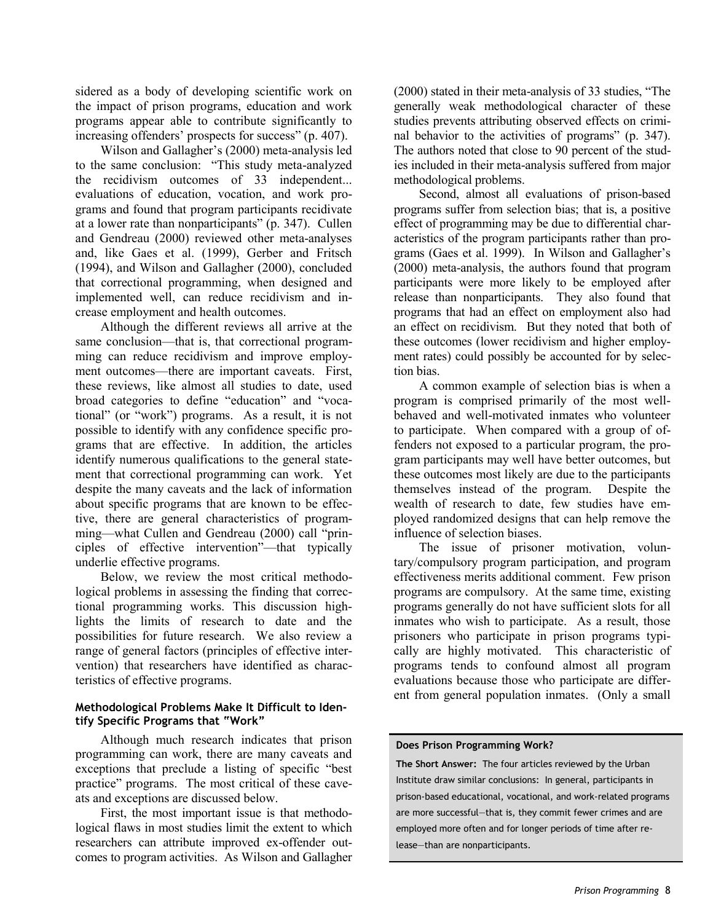sidered as a body of developing scientific work on the impact of prison programs, education and work programs appear able to contribute significantly to increasing offenders' prospects for success" (p. 407).

Wilson and Gallagher's (2000) meta-analysis led to the same conclusion: "This study meta-analyzed the recidivism outcomes of 33 independent... evaluations of education, vocation, and work programs and found that program participants recidivate at a lower rate than nonparticipants" (p. 347). Cullen and Gendreau (2000) reviewed other meta-analyses and, like Gaes et al. (1999), Gerber and Fritsch (1994), and Wilson and Gallagher (2000), concluded that correctional programming, when designed and implemented well, can reduce recidivism and increase employment and health outcomes.

Although the different reviews all arrive at the same conclusion—that is, that correctional programming can reduce recidivism and improve employment outcomes—there are important caveats. First, these reviews, like almost all studies to date, used broad categories to define "education" and "vocational" (or "work") programs. As a result, it is not possible to identify with any confidence specific programs that are effective. In addition, the articles identify numerous qualifications to the general statement that correctional programming can work. Yet despite the many caveats and the lack of information about specific programs that are known to be effective, there are general characteristics of programming—what Cullen and Gendreau (2000) call "principles of effective intervention"—that typically underlie effective programs.

Below, we review the most critical methodological problems in assessing the finding that correctional programming works. This discussion highlights the limits of research to date and the possibilities for future research. We also review a range of general factors (principles of effective intervention) that researchers have identified as characteristics of effective programs.

#### Methodological Problems Make It Difficult to Identify Specific Programs that "Work"

Although much research indicates that prison programming can work, there are many caveats and exceptions that preclude a listing of specific "best practice" programs. The most critical of these caveats and exceptions are discussed below.

First, the most important issue is that methodological flaws in most studies limit the extent to which researchers can attribute improved ex-offender outcomes to program activities. As Wilson and Gallagher (2000) stated in their meta-analysis of 33 studies, "The generally weak methodological character of these studies prevents attributing observed effects on criminal behavior to the activities of programs" (p. 347). The authors noted that close to 90 percent of the studies included in their meta-analysis suffered from major methodological problems.

Second, almost all evaluations of prison-based programs suffer from selection bias; that is, a positive effect of programming may be due to differential characteristics of the program participants rather than programs (Gaes et al. 1999). In Wilson and Gallagher's (2000) meta-analysis, the authors found that program participants were more likely to be employed after release than nonparticipants. They also found that programs that had an effect on employment also had an effect on recidivism. But they noted that both of these outcomes (lower recidivism and higher employment rates) could possibly be accounted for by selection bias.

A common example of selection bias is when a program is comprised primarily of the most well-behaved and well-motivated inmates who volunteer to participate. When compared with a group of offenders not exposed to a particular program, the program participants may well have better outcomes, but these outcomes most likely are due to the participants themselves instead of the program. Despite the wealth of research to date, few studies have employed randomized designs that can help remove the influence of selection biases.

The issue of prisoner motivation, voluntary/compulsory program participation, and program effectiveness merits additional comment. Few prison programs are compulsory. At the same time, existing programs generally do not have sufficient slots for all inmates who wish to participate. As a result, those prisoners who participate in prison programs typically are highly motivated. This characteristic of programs tends to confound almost all program evaluations because those who participate are different from general population inmates. (Only a small

> **Does Prison Programming Work?**
>
> **The Short Answer:** The four articles reviewed by the Urban Institute draw similar conclusions: In general, participants in prison-based educational, vocational, and work-related programs are more successful—that is, they commit fewer crimes and are employed more often and for longer periods of time after release—than are nonparticipants.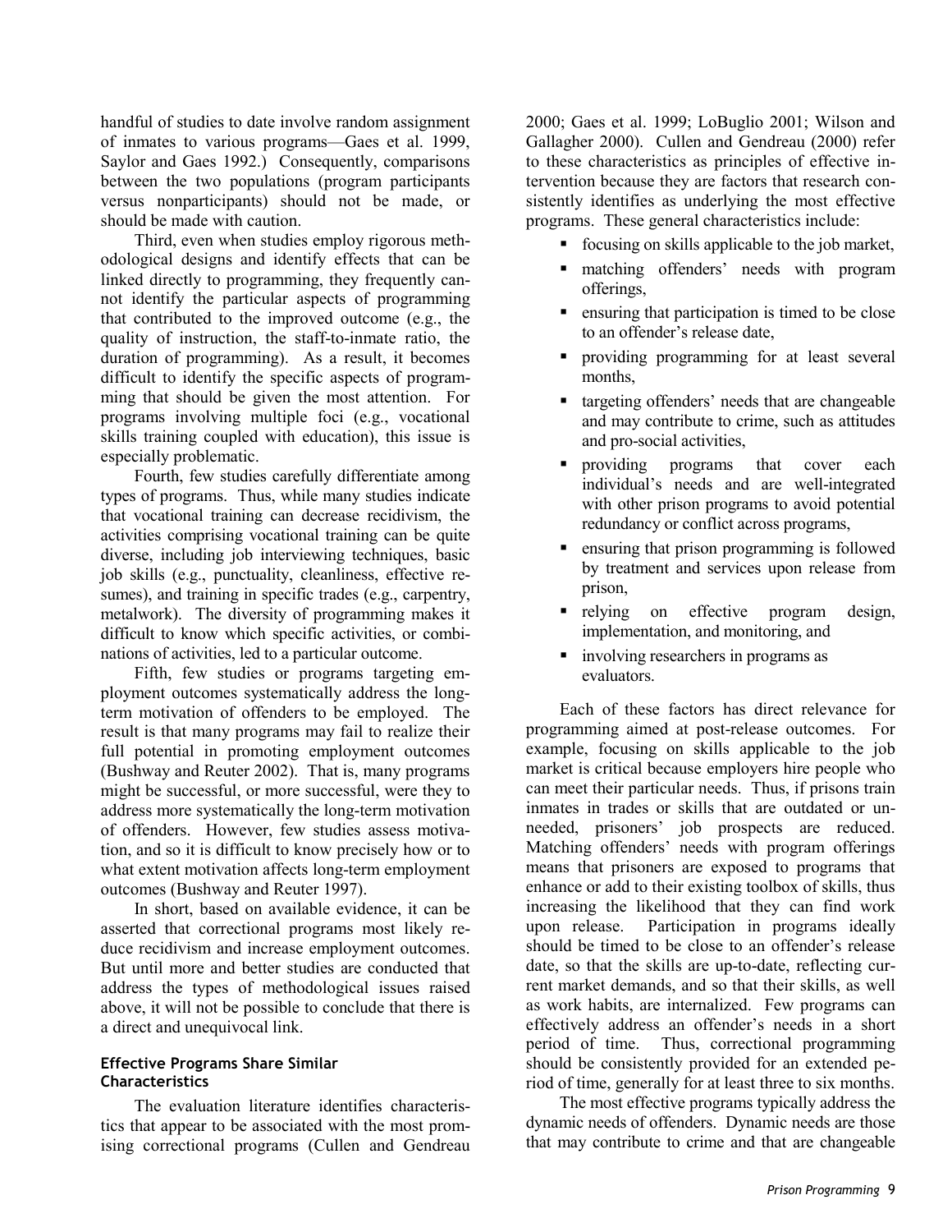handful of studies to date involve random assignment of inmates to various programs—Gaes et al. 1999, Saylor and Gaes 1992.) Consequently, comparisons between the two populations (program participants versus nonparticipants) should not be made, or should be made with caution.

Third, even when studies employ rigorous methodological designs and identify effects that can be linked directly to programming, they frequently cannot identify the particular aspects of programming that contributed to the improved outcome (e.g., the quality of instruction, the staff-to-inmate ratio, the duration of programming). As a result, it becomes difficult to identify the specific aspects of programming that should be given the most attention. For programs involving multiple foci (e.g., vocational skills training coupled with education), this issue is especially problematic.

Fourth, few studies carefully differentiate among types of programs. Thus, while many studies indicate that vocational training can decrease recidivism, the activities comprising vocational training can be quite diverse, including job interviewing techniques, basic job skills (e.g., punctuality, cleanliness, effective resumes), and training in specific trades (e.g., carpentry, metalwork). The diversity of programming makes it difficult to know which specific activities, or combinations of activities, led to a particular outcome.

Fifth, few studies or programs targeting employment outcomes systematically address the long-term motivation of offenders to be employed. The result is that many programs may fail to realize their full potential in promoting employment outcomes (Bushway and Reuter 2002). That is, many programs might be successful, or more successful, were they to address more systematically the long-term motivation of offenders. However, few studies assess motivation, and so it is difficult to know precisely how or to what extent motivation affects long-term employment outcomes (Bushway and Reuter 1997).

In short, based on available evidence, it can be asserted that correctional programs most likely reduce recidivism and increase employment outcomes. But until more and better studies are conducted that address the types of methodological issues raised above, it will not be possible to conclude that there is a direct and unequivocal link.

#### Effective Programs Share Similar Characteristics

The evaluation literature identifies characteristics that appear to be associated with the most promising correctional programs (Cullen and Gendreau 2000; Gaes et al. 1999; LoBuglio 2001; Wilson and Gallagher 2000). Cullen and Gendreau (2000) refer to these characteristics as principles of effective intervention because they are factors that research consistently identifies as underlying the most effective programs. These general characteristics include:

- focusing on skills applicable to the job market,
- matching offenders' needs with program offerings,
- ensuring that participation is timed to be close to an offender's release date,
- providing programming for at least several months,
- targeting offenders' needs that are changeable and may contribute to crime, such as attitudes and pro-social activities,
- providing programs that cover each individual's needs and are well-integrated with other prison programs to avoid potential redundancy or conflict across programs,
- ensuring that prison programming is followed by treatment and services upon release from prison,
- relying on effective program design, implementation, and monitoring, and
- involving researchers in programs as evaluators.

Each of these factors has direct relevance for programming aimed at post-release outcomes. For example, focusing on skills applicable to the job market is critical because employers hire people who can meet their particular needs. Thus, if prisons train inmates in trades or skills that are outdated or unneeded, prisoners' job prospects are reduced. Matching offenders' needs with program offerings means that prisoners are exposed to programs that enhance or add to their existing toolbox of skills, thus increasing the likelihood that they can find work upon release. Participation in programs ideally should be timed to be close to an offender's release date, so that the skills are up-to-date, reflecting current market demands, and so that their skills, as well as work habits, are internalized. Few programs can effectively address an offender's needs in a short period of time. Thus, correctional programming should be consistently provided for an extended period of time, generally for at least three to six months.

The most effective programs typically address the dynamic needs of offenders. Dynamic needs are those that may contribute to crime and that are changeable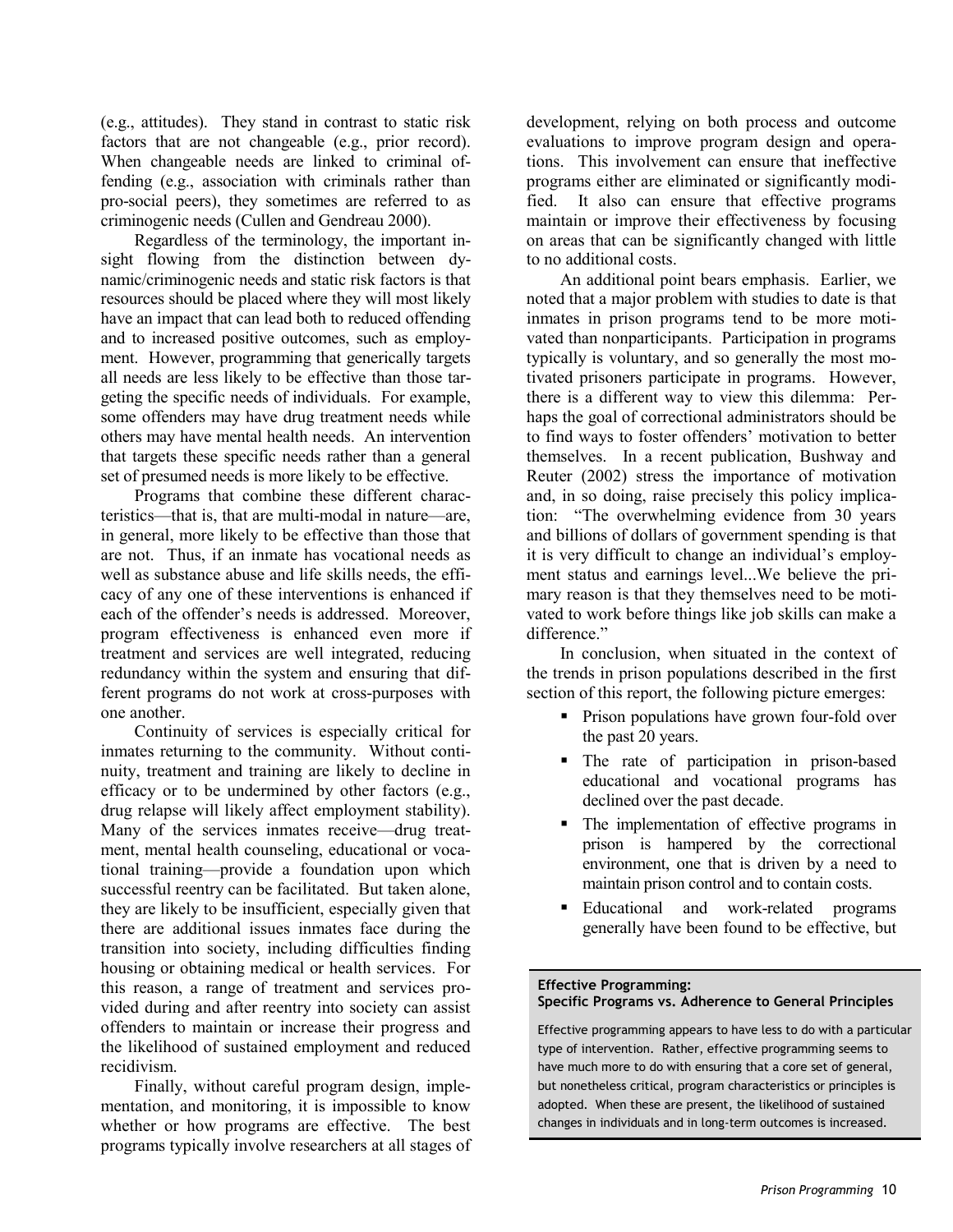(e.g., attitudes). They stand in contrast to static risk factors that are not changeable (e.g., prior record). When changeable needs are linked to criminal offending (e.g., association with criminals rather than pro-social peers), they sometimes are referred to as criminogenic needs (Cullen and Gendreau 2000).

Regardless of the terminology, the important insight flowing from the distinction between dynamic/criminogenic needs and static risk factors is that resources should be placed where they will most likely have an impact that can lead both to reduced offending and to increased positive outcomes, such as employment. However, programming that generically targets all needs are less likely to be effective than those targeting the specific needs of individuals. For example, some offenders may have drug treatment needs while others may have mental health needs. An intervention that targets these specific needs rather than a general set of presumed needs is more likely to be effective.

Programs that combine these different characteristics—that is, that are multi-modal in nature—are, in general, more likely to be effective than those that are not. Thus, if an inmate has vocational needs as well as substance abuse and life skills needs, the efficacy of any one of these interventions is enhanced if each of the offender's needs is addressed. Moreover, program effectiveness is enhanced even more if treatment and services are well integrated, reducing redundancy within the system and ensuring that different programs do not work at cross-purposes with one another.

Continuity of services is especially critical for inmates returning to the community. Without continuity, treatment and training are likely to decline in efficacy or to be undermined by other factors (e.g., drug relapse will likely affect employment stability). Many of the services inmates receive—drug treatment, mental health counseling, educational or vocational training—provide a foundation upon which successful reentry can be facilitated. But taken alone, they are likely to be insufficient, especially given that there are additional issues inmates face during the transition into society, including difficulties finding housing or obtaining medical or health services. For this reason, a range of treatment and services provided during and after reentry into society can assist offenders to maintain or increase their progress and the likelihood of sustained employment and reduced recidivism.

Finally, without careful program design, implementation, and monitoring, it is impossible to know whether or how programs are effective. The best programs typically involve researchers at all stages of development, relying on both process and outcome evaluations to improve program design and operations. This involvement can ensure that ineffective programs either are eliminated or significantly modified. It also can ensure that effective programs maintain or improve their effectiveness by focusing on areas that can be significantly changed with little to no additional costs.

An additional point bears emphasis. Earlier, we noted that a major problem with studies to date is that inmates in prison programs tend to be more motivated than nonparticipants. Participation in programs typically is voluntary, and so generally the most motivated prisoners participate in programs. However, there is a different way to view this dilemma: Perhaps the goal of correctional administrators should be to find ways to foster offenders' motivation to better themselves. In a recent publication, Bushway and Reuter (2002) stress the importance of motivation and, in so doing, raise precisely this policy implication: "The overwhelming evidence from 30 years and billions of dollars of government spending is that it is very difficult to change an individual's employment status and earnings level...We believe the primary reason is that they themselves need to be motivated to work before things like job skills can make a difference."

In conclusion, when situated in the context of the trends in prison populations described in the first section of this report, the following picture emerges:

- Prison populations have grown four-fold over the past 20 years.
- The rate of participation in prison-based educational and vocational programs has declined over the past decade.
- The implementation of effective programs in prison is hampered by the correctional environment, one that is driven by a need to maintain prison control and to contain costs.
- Educational and work-related programs generally have been found to be effective, but

**Effective Programming:**
**Specific Programs vs. Adherence to General Principles**

Effective programming appears to have less to do with a particular type of intervention. Rather, effective programming seems to have much more to do with ensuring that a core set of general, but nonetheless critical, program characteristics or principles is adopted. When these are present, the likelihood of sustained changes in individuals and in long-term outcomes is increased.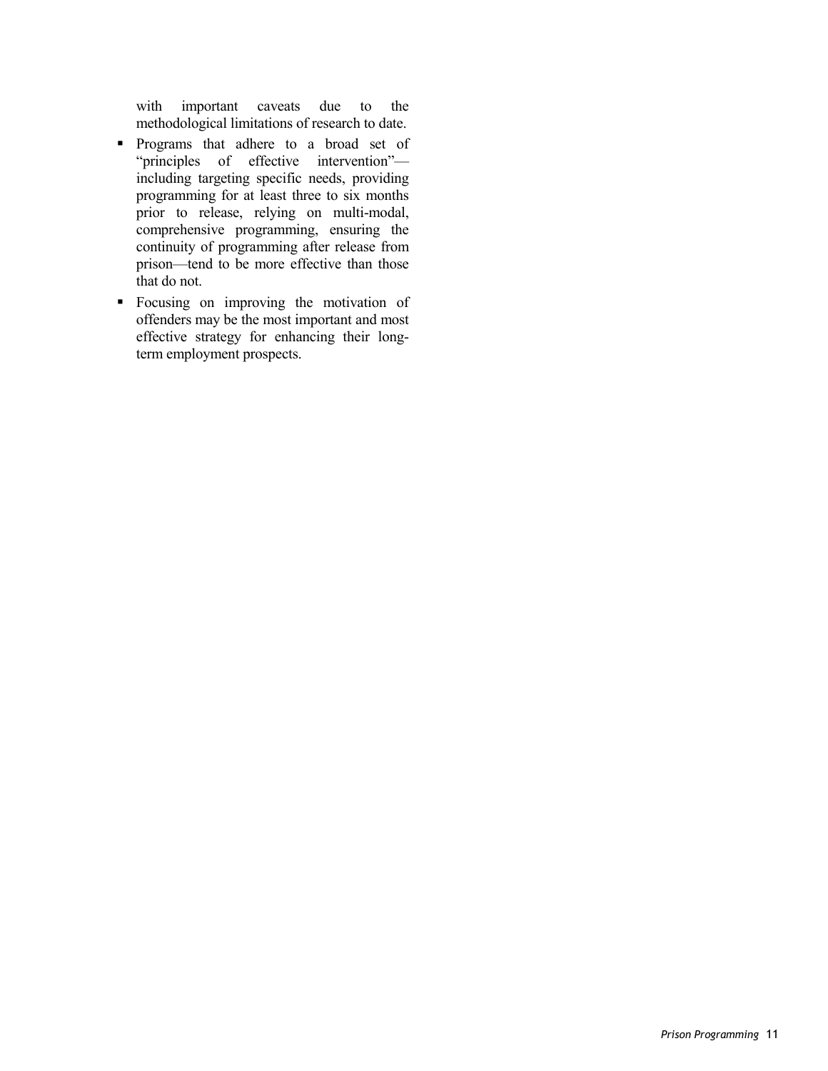with important caveats due to the methodological limitations of research to date.

- Programs that adhere to a broad set of "principles of effective intervention"—including targeting specific needs, providing programming for at least three to six months prior to release, relying on multi-modal, comprehensive programming, ensuring the continuity of programming after release from prison—tend to be more effective than those that do not.
- Focusing on improving the motivation of offenders may be the most important and most effective strategy for enhancing their long-term employment prospects.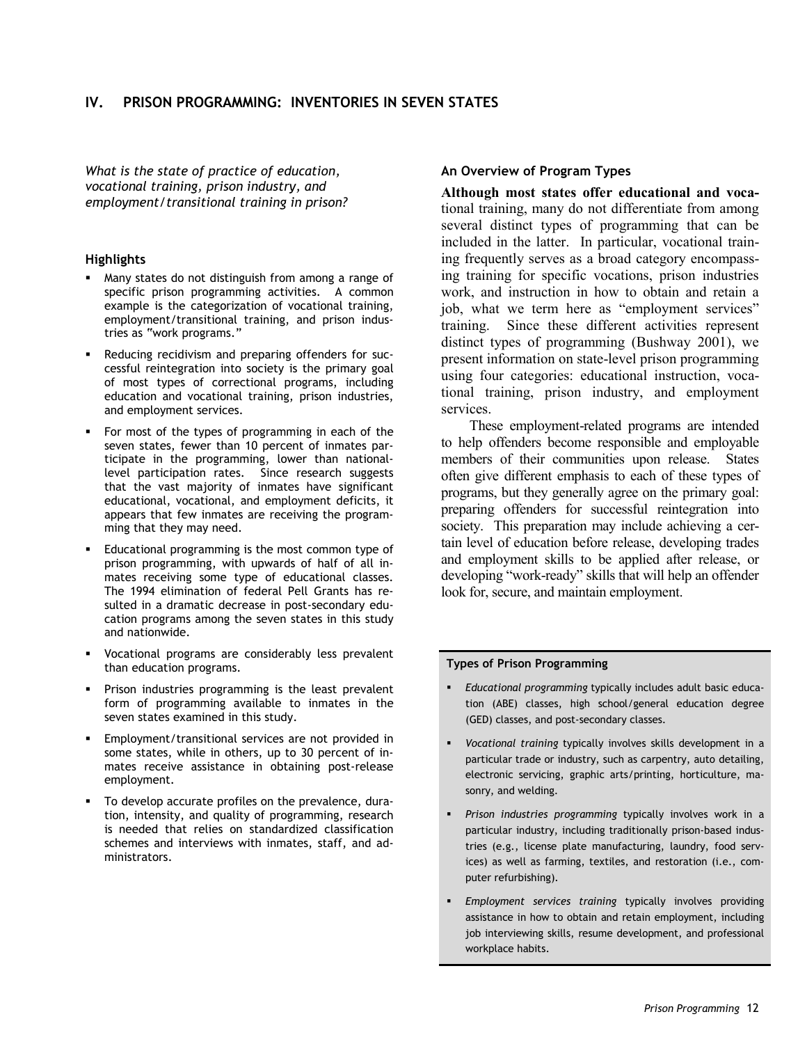## IV. PRISON PROGRAMMING: INVENTORIES IN SEVEN STATES

*What is the state of practice of education, vocational training, prison industry, and employment/transitional training in prison?*

### Highlights

- Many states do not distinguish from among a range of specific prison programming activities. A common example is the categorization of vocational training, employment/transitional training, and prison industries as "work programs."
- Reducing recidivism and preparing offenders for successful reintegration into society is the primary goal of most types of correctional programs, including education and vocational training, prison industries, and employment services.
- For most of the types of programming in each of the seven states, fewer than 10 percent of inmates participate in the programming, lower than national-level participation rates. Since research suggests that the vast majority of inmates have significant educational, vocational, and employment deficits, it appears that few inmates are receiving the programming that they may need.
- Educational programming is the most common type of prison programming, with upwards of half of all inmates receiving some type of educational classes. The 1994 elimination of federal Pell Grants has resulted in a dramatic decrease in post-secondary education programs among the seven states in this study and nationwide.
- Vocational programs are considerably less prevalent than education programs.
- Prison industries programming is the least prevalent form of programming available to inmates in the seven states examined in this study.
- Employment/transitional services are not provided in some states, while in others, up to 30 percent of inmates receive assistance in obtaining post-release employment.
- To develop accurate profiles on the prevalence, duration, intensity, and quality of programming, research is needed that relies on standardized classification schemes and interviews with inmates, staff, and administrators.

### An Overview of Program Types

**Although most states offer educational and voca**tional training, many do not differentiate from among several distinct types of programming that can be included in the latter. In particular, vocational training frequently serves as a broad category encompassing training for specific vocations, prison industries work, and instruction in how to obtain and retain a job, what we term here as "employment services" training. Since these different activities represent distinct types of programming (Bushway 2001), we present information on state-level prison programming using four categories: educational instruction, vocational training, prison industry, and employment services.

These employment-related programs are intended to help offenders become responsible and employable members of their communities upon release. States often give different emphasis to each of these types of programs, but they generally agree on the primary goal: preparing offenders for successful reintegration into society. This preparation may include achieving a certain level of education before release, developing trades and employment skills to be applied after release, or developing "work-ready" skills that will help an offender look for, secure, and maintain employment.

#### Types of Prison Programming

- *Educational programming* typically includes adult basic education (ABE) classes, high school/general education degree (GED) classes, and post-secondary classes.
- *Vocational training* typically involves skills development in a particular trade or industry, such as carpentry, auto detailing, electronic servicing, graphic arts/printing, horticulture, masonry, and welding.
- *Prison industries programming* typically involves work in a particular industry, including traditionally prison-based industries (e.g., license plate manufacturing, laundry, food services) as well as farming, textiles, and restoration (i.e., computer refurbishing).
- *Employment services training* typically involves providing assistance in how to obtain and retain employment, including job interviewing skills, resume development, and professional workplace habits.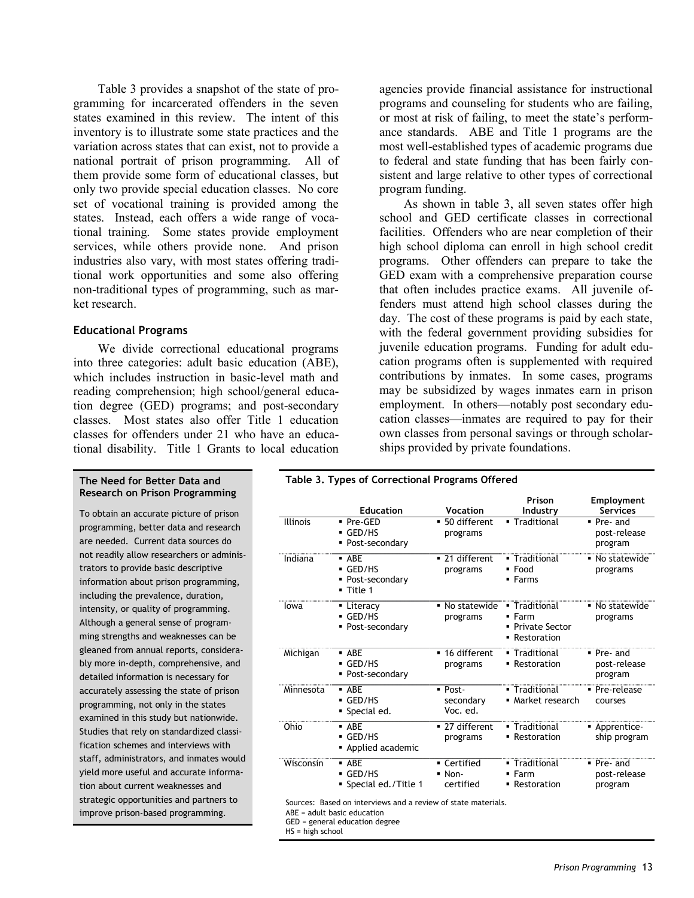Table 3 provides a snapshot of the state of programming for incarcerated offenders in the seven states examined in this review. The intent of this inventory is to illustrate some state practices and the variation across states that can exist, not to provide a national portrait of prison programming. All of them provide some form of educational classes, but only two provide special education classes. No core set of vocational training is provided among the states. Instead, each offers a wide range of vocational training. Some states provide employment services, while others provide none. And prison industries also vary, with most states offering traditional work opportunities and some also offering non-traditional types of programming, such as market research.

### Educational Programs

We divide correctional educational programs into three categories: adult basic education (ABE), which includes instruction in basic-level math and reading comprehension; high school/general education degree (GED) programs; and post-secondary classes. Most states also offer Title 1 education classes for offenders under 21 who have an educational disability. Title 1 Grants to local education agencies provide financial assistance for instructional programs and counseling for students who are failing, or most at risk of failing, to meet the state's performance standards. ABE and Title 1 programs are the most well-established types of academic programs due to federal and state funding that has been fairly consistent and large relative to other types of correctional program funding.

As shown in table 3, all seven states offer high school and GED certificate classes in correctional facilities. Offenders who are near completion of their high school diploma can enroll in high school credit programs. Other offenders can prepare to take the GED exam with a comprehensive preparation course that often includes practice exams. All juvenile offenders must attend high school classes during the day. The cost of these programs is paid by each state, with the federal government providing subsidies for juvenile education programs. Funding for adult education programs often is supplemented with required contributions by inmates. In some cases, programs may be subsidized by wages inmates earn in prison employment. In others—notably post secondary education classes—inmates are required to pay for their own classes from personal savings or through scholarships provided by private foundations.

**The Need for Better Data and Research on Prison Programming**

To obtain an accurate picture of prison programming, better data and research are needed. Current data sources do not readily allow researchers or administrators to provide basic descriptive information about prison programming, including the prevalence, duration, intensity, or quality of programming. Although a general sense of programming strengths and weaknesses can be gleaned from annual reports, considerably more in-depth, comprehensive, and detailed information is necessary for accurately assessing the state of prison programming, not only in the states examined in this study but nationwide. Studies that rely on standardized classification schemes and interviews with staff, administrators, and inmates would yield more useful and accurate information about current weaknesses and strategic opportunities and partners to improve prison-based programming.

**Table 3. Types of Correctional Programs Offered**

| | Education | Vocation | Prison Industry | Employment Services |
|---|---|---|---|---|
| Illinois | ▪ Pre-GED<br>▪ GED/HS<br>▪ Post-secondary | ▪ 50 different programs | ▪ Traditional | ▪ Pre- and post-release program |
| Indiana | ▪ ABE<br>▪ GED/HS<br>▪ Post-secondary<br>▪ Title 1 | ▪ 21 different programs | ▪ Traditional<br>▪ Food<br>▪ Farms | ▪ No statewide programs |
| Iowa | ▪ Literacy<br>▪ GED/HS<br>▪ Post-secondary | ▪ No statewide programs | ▪ Traditional<br>▪ Farm<br>▪ Private Sector<br>▪ Restoration | ▪ No statewide programs |
| Michigan | ▪ ABE<br>▪ GED/HS<br>▪ Post-secondary | ▪ 16 different programs | ▪ Traditional<br>▪ Restoration | ▪ Pre- and post-release program |
| Minnesota | ▪ ABE<br>▪ GED/HS<br>▪ Special ed. | ▪ Post-secondary Voc. ed. | ▪ Traditional<br>▪ Market research | ▪ Pre-release courses |
| Ohio | ▪ ABE<br>▪ GED/HS<br>▪ Applied academic | ▪ 27 different programs | ▪ Traditional<br>▪ Restoration | ▪ Apprenticeship program |
| Wisconsin | ▪ ABE<br>▪ GED/HS<br>▪ Special ed./Title 1 | ▪ Certified<br>▪ Non-certified | ▪ Traditional<br>▪ Farm<br>▪ Restoration | ▪ Pre- and post-release program |

Sources: Based on interviews and a review of state materials.
ABE = adult basic education
GED = general education degree
HS = high school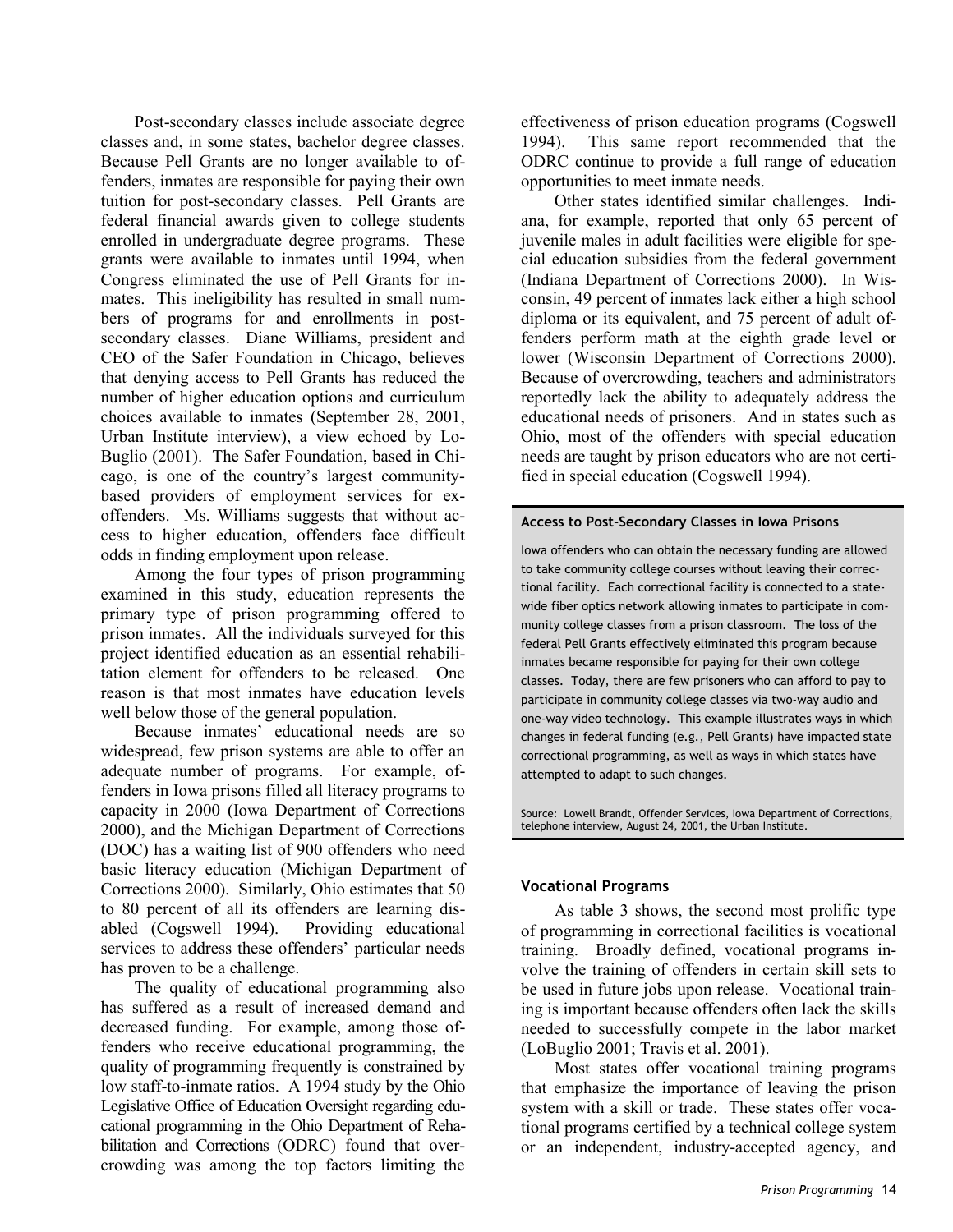Post-secondary classes include associate degree classes and, in some states, bachelor degree classes. Because Pell Grants are no longer available to offenders, inmates are responsible for paying their own tuition for post-secondary classes. Pell Grants are federal financial awards given to college students enrolled in undergraduate degree programs. These grants were available to inmates until 1994, when Congress eliminated the use of Pell Grants for inmates. This ineligibility has resulted in small numbers of programs for and enrollments in post-secondary classes. Diane Williams, president and CEO of the Safer Foundation in Chicago, believes that denying access to Pell Grants has reduced the number of higher education options and curriculum choices available to inmates (September 28, 2001, Urban Institute interview), a view echoed by LoBuglio (2001). The Safer Foundation, based in Chicago, is one of the country's largest community-based providers of employment services for ex-offenders. Ms. Williams suggests that without access to higher education, offenders face difficult odds in finding employment upon release.

Among the four types of prison programming examined in this study, education represents the primary type of prison programming offered to prison inmates. All the individuals surveyed for this project identified education as an essential rehabilitation element for offenders to be released. One reason is that most inmates have education levels well below those of the general population.

Because inmates' educational needs are so widespread, few prison systems are able to offer an adequate number of programs. For example, offenders in Iowa prisons filled all literacy programs to capacity in 2000 (Iowa Department of Corrections 2000), and the Michigan Department of Corrections (DOC) has a waiting list of 900 offenders who need basic literacy education (Michigan Department of Corrections 2000). Similarly, Ohio estimates that 50 to 80 percent of all its offenders are learning disabled (Cogswell 1994). Providing educational services to address these offenders' particular needs has proven to be a challenge.

The quality of educational programming also has suffered as a result of increased demand and decreased funding. For example, among those offenders who receive educational programming, the quality of programming frequently is constrained by low staff-to-inmate ratios. A 1994 study by the Ohio Legislative Office of Education Oversight regarding educational programming in the Ohio Department of Rehabilitation and Corrections (ODRC) found that overcrowding was among the top factors limiting the effectiveness of prison education programs (Cogswell 1994). This same report recommended that the ODRC continue to provide a full range of education opportunities to meet inmate needs.

Other states identified similar challenges. Indiana, for example, reported that only 65 percent of juvenile males in adult facilities were eligible for special education subsidies from the federal government (Indiana Department of Corrections 2000). In Wisconsin, 49 percent of inmates lack either a high school diploma or its equivalent, and 75 percent of adult offenders perform math at the eighth grade level or lower (Wisconsin Department of Corrections 2000). Because of overcrowding, teachers and administrators reportedly lack the ability to adequately address the educational needs of prisoners. And in states such as Ohio, most of the offenders with special education needs are taught by prison educators who are not certified in special education (Cogswell 1994).

**Access to Post-Secondary Classes in Iowa Prisons**

Iowa offenders who can obtain the necessary funding are allowed to take community college courses without leaving their correctional facility. Each correctional facility is connected to a statewide fiber optics network allowing inmates to participate in community college classes from a prison classroom. The loss of the federal Pell Grants effectively eliminated this program because inmates became responsible for paying for their own college classes. Today, there are few prisoners who can afford to pay to participate in community college classes via two-way audio and one-way video technology. This example illustrates ways in which changes in federal funding (e.g., Pell Grants) have impacted state correctional programming, as well as ways in which states have attempted to adapt to such changes.

Source: Lowell Brandt, Offender Services, Iowa Department of Corrections, telephone interview, August 24, 2001, the Urban Institute.

### Vocational Programs

As table 3 shows, the second most prolific type of programming in correctional facilities is vocational training. Broadly defined, vocational programs involve the training of offenders in certain skill sets to be used in future jobs upon release. Vocational training is important because offenders often lack the skills needed to successfully compete in the labor market (LoBuglio 2001; Travis et al. 2001).

Most states offer vocational training programs that emphasize the importance of leaving the prison system with a skill or trade. These states offer vocational programs certified by a technical college system or an independent, industry-accepted agency, and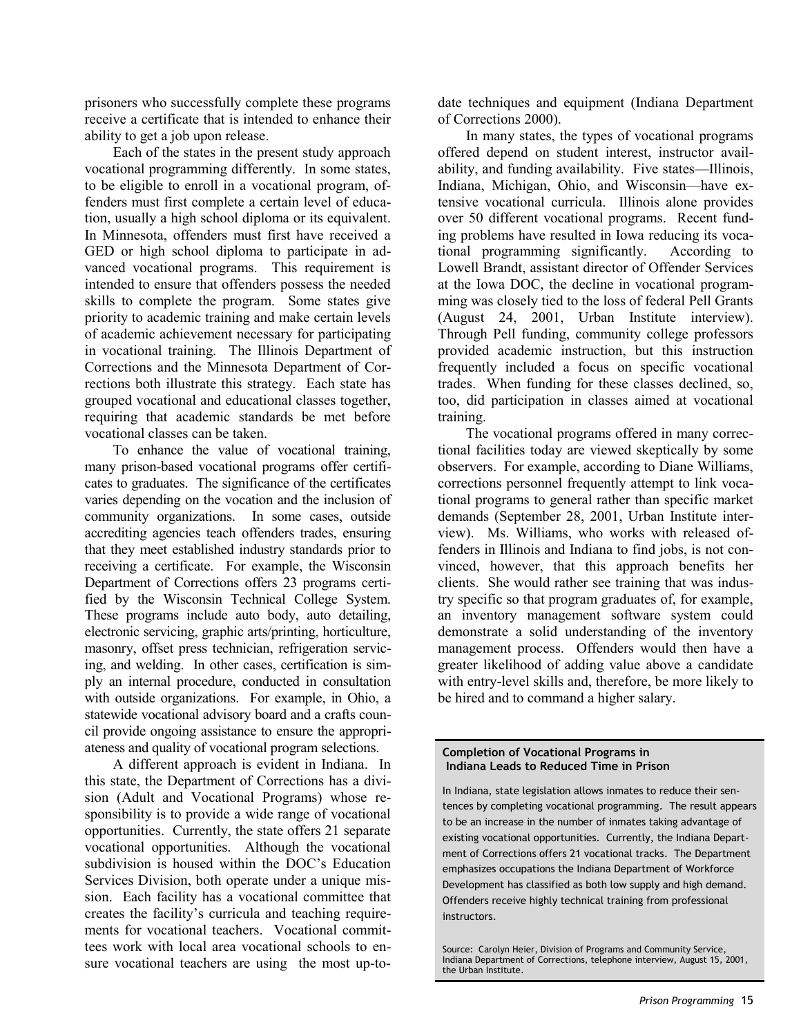prisoners who successfully complete these programs receive a certificate that is intended to enhance their ability to get a job upon release.

Each of the states in the present study approach vocational programming differently. In some states, to be eligible to enroll in a vocational program, offenders must first complete a certain level of education, usually a high school diploma or its equivalent. In Minnesota, offenders must first have received a GED or high school diploma to participate in advanced vocational programs. This requirement is intended to ensure that offenders possess the needed skills to complete the program. Some states give priority to academic training and make certain levels of academic achievement necessary for participating in vocational training. The Illinois Department of Corrections and the Minnesota Department of Corrections both illustrate this strategy. Each state has grouped vocational and educational classes together, requiring that academic standards be met before vocational classes can be taken.

To enhance the value of vocational training, many prison-based vocational programs offer certificates to graduates. The significance of the certificates varies depending on the vocation and the inclusion of community organizations. In some cases, outside accrediting agencies teach offenders trades, ensuring that they meet established industry standards prior to receiving a certificate. For example, the Wisconsin Department of Corrections offers 23 programs certified by the Wisconsin Technical College System. These programs include auto body, auto detailing, electronic servicing, graphic arts/printing, horticulture, masonry, offset press technician, refrigeration servicing, and welding. In other cases, certification is simply an internal procedure, conducted in consultation with outside organizations. For example, in Ohio, a statewide vocational advisory board and a crafts council provide ongoing assistance to ensure the appropriateness and quality of vocational program selections.

A different approach is evident in Indiana. In this state, the Department of Corrections has a division (Adult and Vocational Programs) whose responsibility is to provide a wide range of vocational opportunities. Currently, the state offers 21 separate vocational opportunities. Although the vocational subdivision is housed within the DOC's Education Services Division, both operate under a unique mission. Each facility has a vocational committee that creates the facility's curricula and teaching requirements for vocational teachers. Vocational committees work with local area vocational schools to ensure vocational teachers are using the most up-to-date techniques and equipment (Indiana Department of Corrections 2000).

In many states, the types of vocational programs offered depend on student interest, instructor availability, and funding availability. Five states—Illinois, Indiana, Michigan, Ohio, and Wisconsin—have extensive vocational curricula. Illinois alone provides over 50 different vocational programs. Recent funding problems have resulted in Iowa reducing its vocational programming significantly. According to Lowell Brandt, assistant director of Offender Services at the Iowa DOC, the decline in vocational programming was closely tied to the loss of federal Pell Grants (August 24, 2001, Urban Institute interview). Through Pell funding, community college professors provided academic instruction, but this instruction frequently included a focus on specific vocational trades. When funding for these classes declined, so, too, did participation in classes aimed at vocational training.

The vocational programs offered in many correctional facilities today are viewed skeptically by some observers. For example, according to Diane Williams, corrections personnel frequently attempt to link vocational programs to general rather than specific market demands (September 28, 2001, Urban Institute interview). Ms. Williams, who works with released offenders in Illinois and Indiana to find jobs, is not convinced, however, that this approach benefits her clients. She would rather see training that was industry specific so that program graduates of, for example, an inventory management software system could demonstrate a solid understanding of the inventory management process. Offenders would then have a greater likelihood of adding value above a candidate with entry-level skills and, therefore, be more likely to be hired and to command a higher salary.

**Completion of Vocational Programs in Indiana Leads to Reduced Time in Prison**

In Indiana, state legislation allows inmates to reduce their sentences by completing vocational programming. The result appears to be an increase in the number of inmates taking advantage of existing vocational opportunities. Currently, the Indiana Department of Corrections offers 21 vocational tracks. The Department emphasizes occupations the Indiana Department of Workforce Development has classified as both low supply and high demand. Offenders receive highly technical training from professional instructors.

Source: Carolyn Heier, Division of Programs and Community Service, Indiana Department of Corrections, telephone interview, August 15, 2001, the Urban Institute.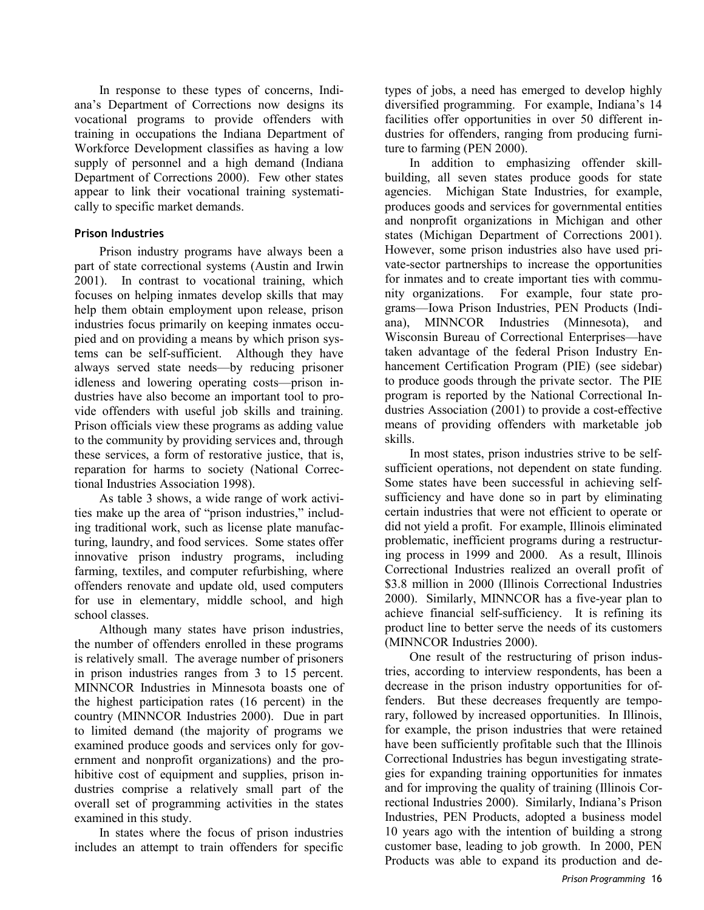In response to these types of concerns, Indiana's Department of Corrections now designs its vocational programs to provide offenders with training in occupations the Indiana Department of Workforce Development classifies as having a low supply of personnel and a high demand (Indiana Department of Corrections 2000). Few other states appear to link their vocational training systematically to specific market demands.

### Prison Industries

Prison industry programs have always been a part of state correctional systems (Austin and Irwin 2001). In contrast to vocational training, which focuses on helping inmates develop skills that may help them obtain employment upon release, prison industries focus primarily on keeping inmates occupied and on providing a means by which prison systems can be self-sufficient. Although they have always served state needs—by reducing prisoner idleness and lowering operating costs—prison industries have also become an important tool to provide offenders with useful job skills and training. Prison officials view these programs as adding value to the community by providing services and, through these services, a form of restorative justice, that is, reparation for harms to society (National Correctional Industries Association 1998).

As table 3 shows, a wide range of work activities make up the area of "prison industries," including traditional work, such as license plate manufacturing, laundry, and food services. Some states offer innovative prison industry programs, including farming, textiles, and computer refurbishing, where offenders renovate and update old, used computers for use in elementary, middle school, and high school classes.

Although many states have prison industries, the number of offenders enrolled in these programs is relatively small. The average number of prisoners in prison industries ranges from 3 to 15 percent. MINNCOR Industries in Minnesota boasts one of the highest participation rates (16 percent) in the country (MINNCOR Industries 2000). Due in part to limited demand (the majority of programs we examined produce goods and services only for government and nonprofit organizations) and the prohibitive cost of equipment and supplies, prison industries comprise a relatively small part of the overall set of programming activities in the states examined in this study.

In states where the focus of prison industries includes an attempt to train offenders for specific types of jobs, a need has emerged to develop highly diversified programming. For example, Indiana's 14 facilities offer opportunities in over 50 different industries for offenders, ranging from producing furniture to farming (PEN 2000).

In addition to emphasizing offender skill-building, all seven states produce goods for state agencies. Michigan State Industries, for example, produces goods and services for governmental entities and nonprofit organizations in Michigan and other states (Michigan Department of Corrections 2001). However, some prison industries also have used private-sector partnerships to increase the opportunities for inmates and to create important ties with community organizations. For example, four state programs—Iowa Prison Industries, PEN Products (Indiana), MINNCOR Industries (Minnesota), and Wisconsin Bureau of Correctional Enterprises—have taken advantage of the federal Prison Industry Enhancement Certification Program (PIE) (see sidebar) to produce goods through the private sector. The PIE program is reported by the National Correctional Industries Association (2001) to provide a cost-effective means of providing offenders with marketable job skills.

In most states, prison industries strive to be self-sufficient operations, not dependent on state funding. Some states have been successful in achieving self-sufficiency and have done so in part by eliminating certain industries that were not efficient to operate or did not yield a profit. For example, Illinois eliminated problematic, inefficient programs during a restructuring process in 1999 and 2000. As a result, Illinois Correctional Industries realized an overall profit of \$3.8 million in 2000 (Illinois Correctional Industries 2000). Similarly, MINNCOR has a five-year plan to achieve financial self-sufficiency. It is refining its product line to better serve the needs of its customers (MINNCOR Industries 2000).

One result of the restructuring of prison industries, according to interview respondents, has been a decrease in the prison industry opportunities for offenders. But these decreases frequently are temporary, followed by increased opportunities. In Illinois, for example, the prison industries that were retained have been sufficiently profitable such that the Illinois Correctional Industries has begun investigating strategies for expanding training opportunities for inmates and for improving the quality of training (Illinois Correctional Industries 2000). Similarly, Indiana's Prison Industries, PEN Products, adopted a business model 10 years ago with the intention of building a strong customer base, leading to job growth. In 2000, PEN Products was able to expand its production and de-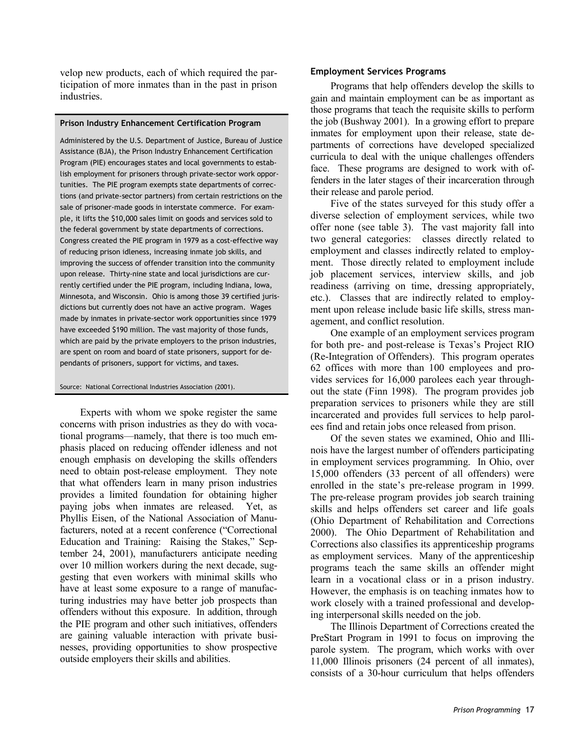velop new products, each of which required the participation of more inmates than in the past in prison industries.

**Prison Industry Enhancement Certification Program**

Administered by the U.S. Department of Justice, Bureau of Justice Assistance (BJA), the Prison Industry Enhancement Certification Program (PIE) encourages states and local governments to establish employment for prisoners through private-sector work opportunities. The PIE program exempts state departments of corrections (and private-sector partners) from certain restrictions on the sale of prisoner-made goods in interstate commerce. For example, it lifts the $10,000 sales limit on goods and services sold to the federal government by state departments of corrections. Congress created the PIE program in 1979 as a cost-effective way of reducing prison idleness, increasing inmate job skills, and improving the success of offender transition into the community upon release. Thirty-nine state and local jurisdictions are currently certified under the PIE program, including Indiana, Iowa, Minnesota, and Wisconsin. Ohio is among those 39 certified jurisdictions but currently does not have an active program. Wages made by inmates in private-sector work opportunities since 1979 have exceeded $190 million. The vast majority of those funds, which are paid by the private employers to the prison industries, are spent on room and board of state prisoners, support for dependants of prisoners, support for victims, and taxes.

Source: National Correctional Industries Association (2001).

Experts with whom we spoke register the same concerns with prison industries as they do with vocational programs—namely, that there is too much emphasis placed on reducing offender idleness and not enough emphasis on developing the skills offenders need to obtain post-release employment. They note that what offenders learn in many prison industries provides a limited foundation for obtaining higher paying jobs when inmates are released. Yet, as Phyllis Eisen, of the National Association of Manufacturers, noted at a recent conference ("Correctional Education and Training: Raising the Stakes," September 24, 2001), manufacturers anticipate needing over 10 million workers during the next decade, suggesting that even workers with minimal skills who have at least some exposure to a range of manufacturing industries may have better job prospects than offenders without this exposure. In addition, through the PIE program and other such initiatives, offenders are gaining valuable interaction with private businesses, providing opportunities to show prospective outside employers their skills and abilities.

**Employment Services Programs**

Programs that help offenders develop the skills to gain and maintain employment can be as important as those programs that teach the requisite skills to perform the job (Bushway 2001). In a growing effort to prepare inmates for employment upon their release, state departments of corrections have developed specialized curricula to deal with the unique challenges offenders face. These programs are designed to work with offenders in the later stages of their incarceration through their release and parole period.

Five of the states surveyed for this study offer a diverse selection of employment services, while two offer none (see table 3). The vast majority fall into two general categories: classes directly related to employment and classes indirectly related to employment. Those directly related to employment include job placement services, interview skills, and job readiness (arriving on time, dressing appropriately, etc.). Classes that are indirectly related to employment upon release include basic life skills, stress management, and conflict resolution.

One example of an employment services program for both pre- and post-release is Texas's Project RIO (Re-Integration of Offenders). This program operates 62 offices with more than 100 employees and provides services for 16,000 parolees each year throughout the state (Finn 1998). The program provides job preparation services to prisoners while they are still incarcerated and provides full services to help parolees find and retain jobs once released from prison.

Of the seven states we examined, Ohio and Illinois have the largest number of offenders participating in employment services programming. In Ohio, over 15,000 offenders (33 percent of all offenders) were enrolled in the state's pre-release program in 1999. The pre-release program provides job search training skills and helps offenders set career and life goals (Ohio Department of Rehabilitation and Corrections 2000). The Ohio Department of Rehabilitation and Corrections also classifies its apprenticeship programs as employment services. Many of the apprenticeship programs teach the same skills an offender might learn in a vocational class or in a prison industry. However, the emphasis is on teaching inmates how to work closely with a trained professional and developing interpersonal skills needed on the job.

The Illinois Department of Corrections created the PreStart Program in 1991 to focus on improving the parole system. The program, which works with over 11,000 Illinois prisoners (24 percent of all inmates), consists of a 30-hour curriculum that helps offenders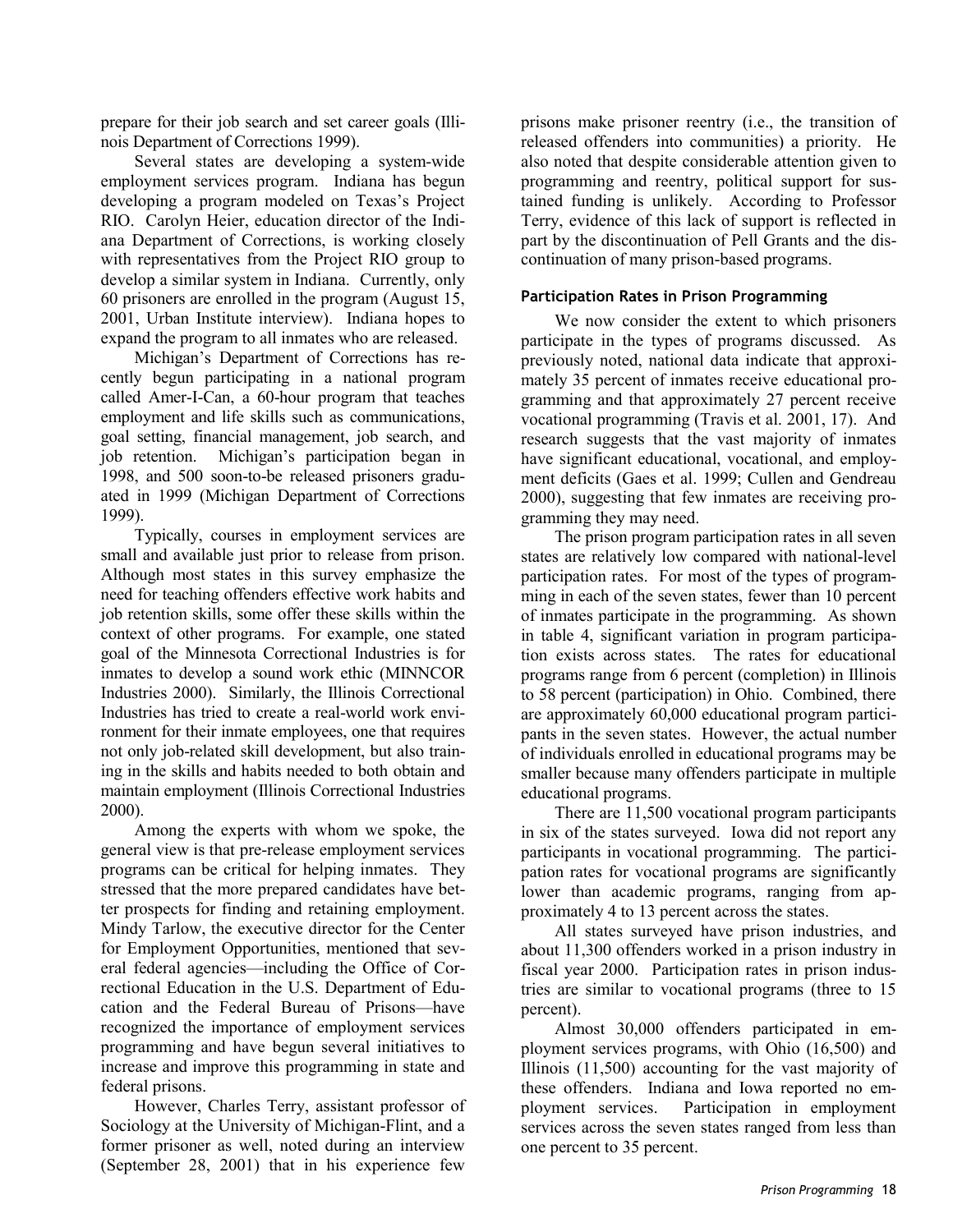prepare for their job search and set career goals (Illinois Department of Corrections 1999).

Several states are developing a system-wide employment services program. Indiana has begun developing a program modeled on Texas's Project RIO. Carolyn Heier, education director of the Indiana Department of Corrections, is working closely with representatives from the Project RIO group to develop a similar system in Indiana. Currently, only 60 prisoners are enrolled in the program (August 15, 2001, Urban Institute interview). Indiana hopes to expand the program to all inmates who are released.

Michigan's Department of Corrections has recently begun participating in a national program called Amer-I-Can, a 60-hour program that teaches employment and life skills such as communications, goal setting, financial management, job search, and job retention. Michigan's participation began in 1998, and 500 soon-to-be released prisoners graduated in 1999 (Michigan Department of Corrections 1999).

Typically, courses in employment services are small and available just prior to release from prison. Although most states in this survey emphasize the need for teaching offenders effective work habits and job retention skills, some offer these skills within the context of other programs. For example, one stated goal of the Minnesota Correctional Industries is for inmates to develop a sound work ethic (MINNCOR Industries 2000). Similarly, the Illinois Correctional Industries has tried to create a real-world work environment for their inmate employees, one that requires not only job-related skill development, but also training in the skills and habits needed to both obtain and maintain employment (Illinois Correctional Industries 2000).

Among the experts with whom we spoke, the general view is that pre-release employment services programs can be critical for helping inmates. They stressed that the more prepared candidates have better prospects for finding and retaining employment. Mindy Tarlow, the executive director for the Center for Employment Opportunities, mentioned that several federal agencies—including the Office of Correctional Education in the U.S. Department of Education and the Federal Bureau of Prisons—have recognized the importance of employment services programming and have begun several initiatives to increase and improve this programming in state and federal prisons.

However, Charles Terry, assistant professor of Sociology at the University of Michigan-Flint, and a former prisoner as well, noted during an interview (September 28, 2001) that in his experience few prisons make prisoner reentry (i.e., the transition of released offenders into communities) a priority. He also noted that despite considerable attention given to programming and reentry, political support for sustained funding is unlikely. According to Professor Terry, evidence of this lack of support is reflected in part by the discontinuation of Pell Grants and the discontinuation of many prison-based programs.

#### Participation Rates in Prison Programming

We now consider the extent to which prisoners participate in the types of programs discussed. As previously noted, national data indicate that approximately 35 percent of inmates receive educational programming and that approximately 27 percent receive vocational programming (Travis et al. 2001, 17). And research suggests that the vast majority of inmates have significant educational, vocational, and employment deficits (Gaes et al. 1999; Cullen and Gendreau 2000), suggesting that few inmates are receiving programming they may need.

The prison program participation rates in all seven states are relatively low compared with national-level participation rates. For most of the types of programming in each of the seven states, fewer than 10 percent of inmates participate in the programming. As shown in table 4, significant variation in program participation exists across states. The rates for educational programs range from 6 percent (completion) in Illinois to 58 percent (participation) in Ohio. Combined, there are approximately 60,000 educational program participants in the seven states. However, the actual number of individuals enrolled in educational programs may be smaller because many offenders participate in multiple educational programs.

There are 11,500 vocational program participants in six of the states surveyed. Iowa did not report any participants in vocational programming. The participation rates for vocational programs are significantly lower than academic programs, ranging from approximately 4 to 13 percent across the states.

All states surveyed have prison industries, and about 11,300 offenders worked in a prison industry in fiscal year 2000. Participation rates in prison industries are similar to vocational programs (three to 15 percent).

Almost 30,000 offenders participated in employment services programs, with Ohio (16,500) and Illinois (11,500) accounting for the vast majority of these offenders. Indiana and Iowa reported no employment services. Participation in employment services across the seven states ranged from less than one percent to 35 percent.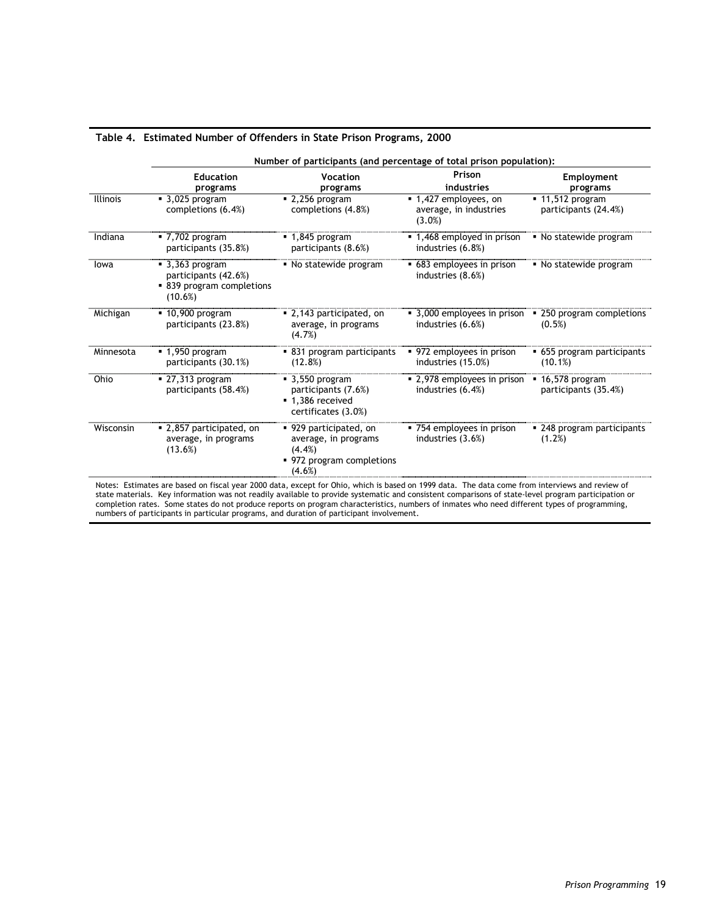**Table 4. Estimated Number of Offenders in State Prison Programs, 2000**

| | Number of participants (and percentage of total prison population): | | | |
|---|---|---|---|---|
| | **Education programs** | **Vocation programs** | **Prison industries** | **Employment programs** |
| Illinois | ▪ 3,025 program completions (6.4%) | ▪ 2,256 program completions (4.8%) | ▪ 1,427 employees, on average, in industries (3.0%) | ▪ 11,512 program participants (24.4%) |
| Indiana | ▪ 7,702 program participants (35.8%) | ▪ 1,845 program participants (8.6%) | ▪ 1,468 employed in prison industries (6.8%) | ▪ No statewide program |
| Iowa | ▪ 3,363 program participants (42.6%)<br>▪ 839 program completions (10.6%) | ▪ No statewide program | ▪ 683 employees in prison industries (8.6%) | ▪ No statewide program |
| Michigan | ▪ 10,900 program participants (23.8%) | ▪ 2,143 participated, on average, in programs (4.7%) | ▪ 3,000 employees in prison industries (6.6%) | ▪ 250 program completions (0.5%) |
| Minnesota | ▪ 1,950 program participants (30.1%) | ▪ 831 program participants (12.8%) | ▪ 972 employees in prison industries (15.0%) | ▪ 655 program participants (10.1%) |
| Ohio | ▪ 27,313 program participants (58.4%) | ▪ 3,550 program participants (7.6%)<br>▪ 1,386 received certificates (3.0%) | ▪ 2,978 employees in prison industries (6.4%) | ▪ 16,578 program participants (35.4%) |
| Wisconsin | ▪ 2,857 participated, on average, in programs (13.6%) | ▪ 929 participated, on average, in programs (4.4%)<br>▪ 972 program completions (4.6%) | ▪ 754 employees in prison industries (3.6%) | ▪ 248 program participants (1.2%) |

Notes: Estimates are based on fiscal year 2000 data, except for Ohio, which is based on 1999 data. The data come from interviews and review of state materials. Key information was not readily available to provide systematic and consistent comparisons of state-level program participation or completion rates. Some states do not produce reports on program characteristics, numbers of inmates who need different types of programming, numbers of participants in particular programs, and duration of participant involvement.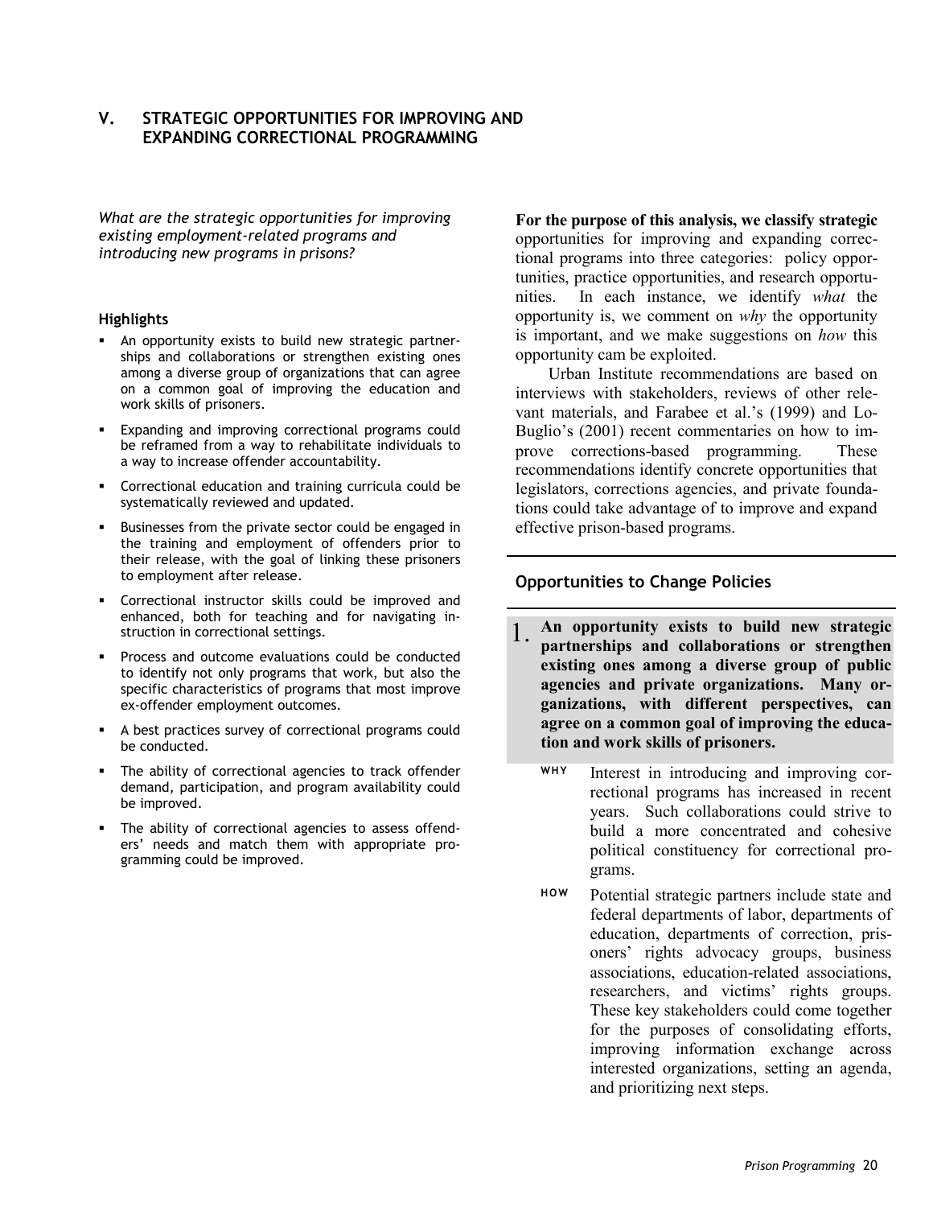## V. STRATEGIC OPPORTUNITIES FOR IMPROVING AND EXPANDING CORRECTIONAL PROGRAMMING

*What are the strategic opportunities for improving existing employment-related programs and introducing new programs in prisons?*

### Highlights

- An opportunity exists to build new strategic partnerships and collaborations or strengthen existing ones among a diverse group of organizations that can agree on a common goal of improving the education and work skills of prisoners.
- Expanding and improving correctional programs could be reframed from a way to rehabilitate individuals to a way to increase offender accountability.
- Correctional education and training curricula could be systematically reviewed and updated.
- Businesses from the private sector could be engaged in the training and employment of offenders prior to their release, with the goal of linking these prisoners to employment after release.
- Correctional instructor skills could be improved and enhanced, both for teaching and for navigating instruction in correctional settings.
- Process and outcome evaluations could be conducted to identify not only programs that work, but also the specific characteristics of programs that most improve ex-offender employment outcomes.
- A best practices survey of correctional programs could be conducted.
- The ability of correctional agencies to track offender demand, participation, and program availability could be improved.
- The ability of correctional agencies to assess offenders' needs and match them with appropriate programming could be improved.

**For the purpose of this analysis, we classify strategic** opportunities for improving and expanding correctional programs into three categories: policy opportunities, practice opportunities, and research opportunities. In each instance, we identify *what* the opportunity is, we comment on *why* the opportunity is important, and we make suggestions on *how* this opportunity cam be exploited.

Urban Institute recommendations are based on interviews with stakeholders, reviews of other relevant materials, and Farabee et al.'s (1999) and Lo-Buglio's (2001) recent commentaries on how to improve corrections-based programming. These recommendations identify concrete opportunities that legislators, corrections agencies, and private foundations could take advantage of to improve and expand effective prison-based programs.

### Opportunities to Change Policies

1. **An opportunity exists to build new strategic partnerships and collaborations or strengthen existing ones among a diverse group of public agencies and private organizations. Many organizations, with different perspectives, can agree on a common goal of improving the education and work skills of prisoners.**

**WHY** Interest in introducing and improving correctional programs has increased in recent years. Such collaborations could strive to build a more concentrated and cohesive political constituency for correctional programs.

**HOW** Potential strategic partners include state and federal departments of labor, departments of education, departments of correction, prisoners' rights advocacy groups, business associations, education-related associations, researchers, and victims' rights groups. These key stakeholders could come together for the purposes of consolidating efforts, improving information exchange across interested organizations, setting an agenda, and prioritizing next steps.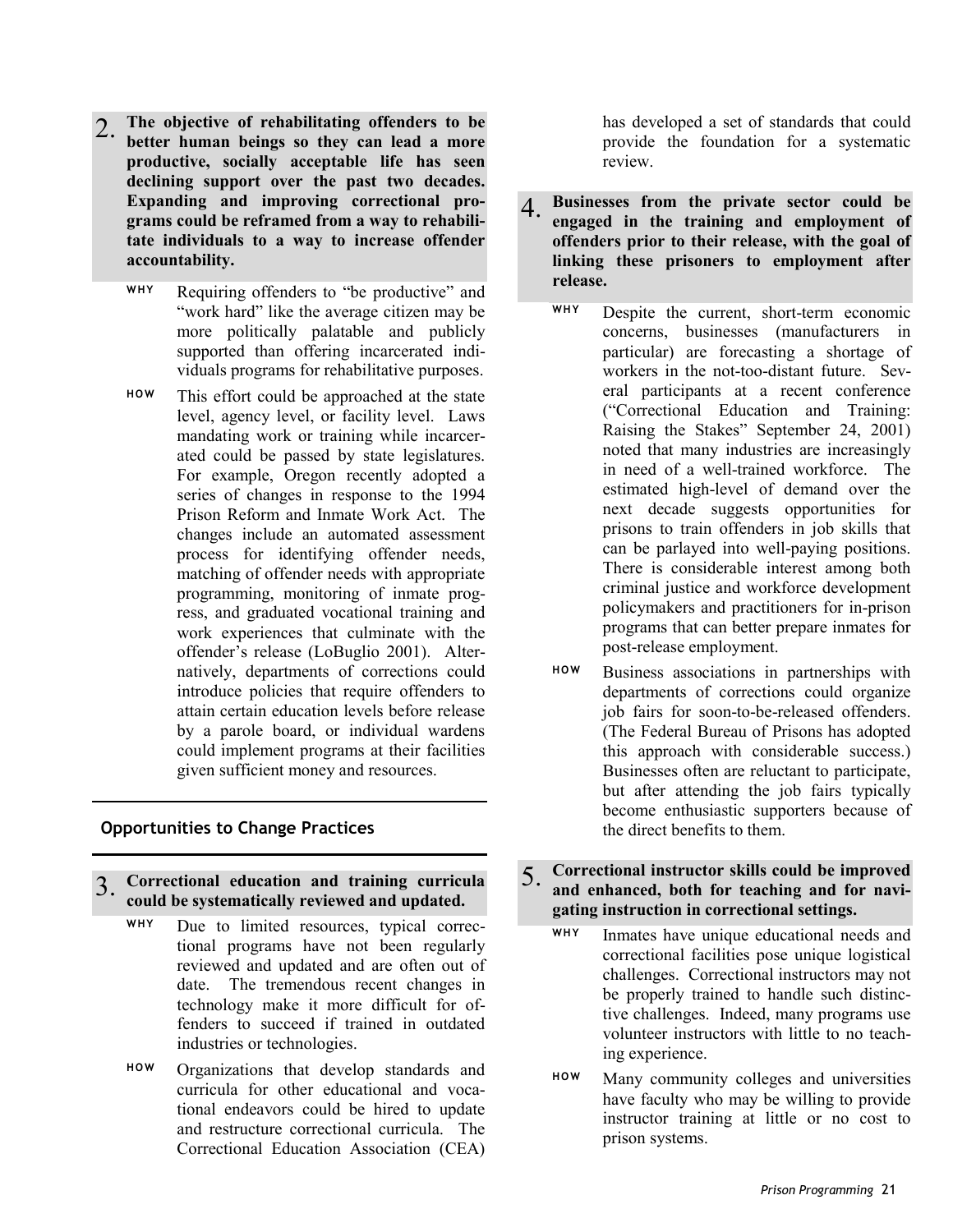**2. The objective of rehabilitating offenders to be better human beings so they can lead a more productive, socially acceptable life has seen declining support over the past two decades. Expanding and improving correctional programs could be reframed from a way to rehabilitate individuals to a way to increase offender accountability.**

WHY Requiring offenders to "be productive" and "work hard" like the average citizen may be more politically palatable and publicly supported than offering incarcerated individuals programs for rehabilitative purposes.

HOW This effort could be approached at the state level, agency level, or facility level. Laws mandating work or training while incarcerated could be passed by state legislatures. For example, Oregon recently adopted a series of changes in response to the 1994 Prison Reform and Inmate Work Act. The changes include an automated assessment process for identifying offender needs, matching of offender needs with appropriate programming, monitoring of inmate progress, and graduated vocational training and work experiences that culminate with the offender's release (LoBuglio 2001). Alternatively, departments of corrections could introduce policies that require offenders to attain certain education levels before release by a parole board, or individual wardens could implement programs at their facilities given sufficient money and resources.

## Opportunities to Change Practices

**3. Correctional education and training curricula could be systematically reviewed and updated.**

WHY Due to limited resources, typical correctional programs have not been regularly reviewed and updated and are often out of date. The tremendous recent changes in technology make it more difficult for offenders to succeed if trained in outdated industries or technologies.

HOW Organizations that develop standards and curricula for other educational and vocational endeavors could be hired to update and restructure correctional curricula. The Correctional Education Association (CEA) has developed a set of standards that could provide the foundation for a systematic review.

**4. Businesses from the private sector could be engaged in the training and employment of offenders prior to their release, with the goal of linking these prisoners to employment after release.**

WHY Despite the current, short-term economic concerns, businesses (manufacturers in particular) are forecasting a shortage of workers in the not-too-distant future. Several participants at a recent conference ("Correctional Education and Training: Raising the Stakes" September 24, 2001) noted that many industries are increasingly in need of a well-trained workforce. The estimated high-level of demand over the next decade suggests opportunities for prisons to train offenders in job skills that can be parlayed into well-paying positions. There is considerable interest among both criminal justice and workforce development policymakers and practitioners for in-prison programs that can better prepare inmates for post-release employment.

HOW Business associations in partnerships with departments of corrections could organize job fairs for soon-to-be-released offenders. (The Federal Bureau of Prisons has adopted this approach with considerable success.) Businesses often are reluctant to participate, but after attending the job fairs typically become enthusiastic supporters because of the direct benefits to them.

**5. Correctional instructor skills could be improved and enhanced, both for teaching and for navigating instruction in correctional settings.**

WHY Inmates have unique educational needs and correctional facilities pose unique logistical challenges. Correctional instructors may not be properly trained to handle such distinctive challenges. Indeed, many programs use volunteer instructors with little to no teaching experience.

HOW Many community colleges and universities have faculty who may be willing to provide instructor training at little or no cost to prison systems.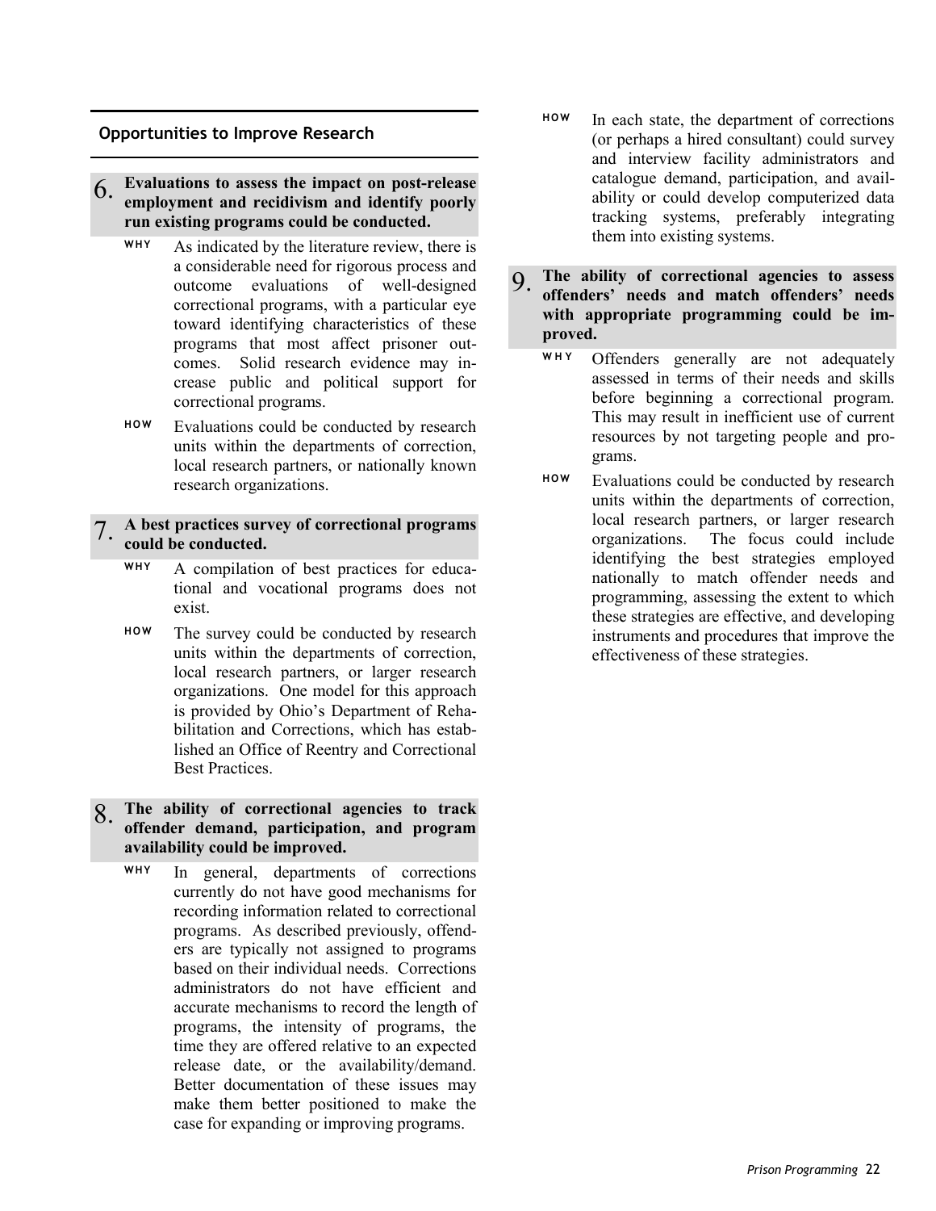## Opportunities to Improve Research

### 6. Evaluations to assess the impact on post-release employment and recidivism and identify poorly run existing programs could be conducted.

**WHY** As indicated by the literature review, there is a considerable need for rigorous process and outcome evaluations of well-designed correctional programs, with a particular eye toward identifying characteristics of these programs that most affect prisoner outcomes. Solid research evidence may increase public and political support for correctional programs.

**HOW** Evaluations could be conducted by research units within the departments of correction, local research partners, or nationally known research organizations.

### 7. A best practices survey of correctional programs could be conducted.

**WHY** A compilation of best practices for educational and vocational programs does not exist.

**HOW** The survey could be conducted by research units within the departments of correction, local research partners, or larger research organizations. One model for this approach is provided by Ohio's Department of Rehabilitation and Corrections, which has established an Office of Reentry and Correctional Best Practices.

### 8. The ability of correctional agencies to track offender demand, participation, and program availability could be improved.

**WHY** In general, departments of corrections currently do not have good mechanisms for recording information related to correctional programs. As described previously, offenders are typically not assigned to programs based on their individual needs. Corrections administrators do not have efficient and accurate mechanisms to record the length of programs, the intensity of programs, the time they are offered relative to an expected release date, or the availability/demand. Better documentation of these issues may make them better positioned to make the case for expanding or improving programs.

**HOW** In each state, the department of corrections (or perhaps a hired consultant) could survey and interview facility administrators and catalogue demand, participation, and availability or could develop computerized data tracking systems, preferably integrating them into existing systems.

### 9. The ability of correctional agencies to assess offenders' needs and match offenders' needs with appropriate programming could be improved.

**WHY** Offenders generally are not adequately assessed in terms of their needs and skills before beginning a correctional program. This may result in inefficient use of current resources by not targeting people and programs.

**HOW** Evaluations could be conducted by research units within the departments of correction, local research partners, or larger research organizations. The focus could include identifying the best strategies employed nationally to match offender needs and programming, assessing the extent to which these strategies are effective, and developing instruments and procedures that improve the effectiveness of these strategies.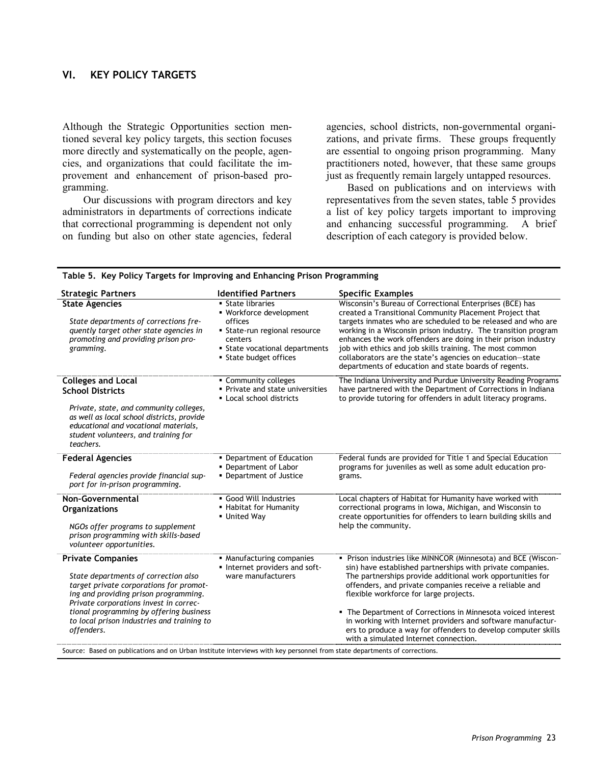## VI. KEY POLICY TARGETS

Although the Strategic Opportunities section mentioned several key policy targets, this section focuses more directly and systematically on the people, agencies, and organizations that could facilitate the improvement and enhancement of prison-based programming.

Our discussions with program directors and key administrators in departments of corrections indicate that correctional programming is dependent not only on funding but also on other state agencies, federal agencies, school districts, non-governmental organizations, and private firms. These groups frequently are essential to ongoing prison programming. Many practitioners noted, however, that these same groups just as frequently remain largely untapped resources.

Based on publications and on interviews with representatives from the seven states, table 5 provides a list of key policy targets important to improving and enhancing successful programming. A brief description of each category is provided below.

**Table 5. Key Policy Targets for Improving and Enhancing Prison Programming**

| Strategic Partners | Identified Partners | Specific Examples |
|---|---|---|
| **State Agencies**<br>*State departments of corrections frequently target other state agencies in promoting and providing prison programming.* | ▪ State libraries<br>▪ Workforce development offices<br>▪ State-run regional resource centers<br>▪ State vocational departments<br>▪ State budget offices | Wisconsin's Bureau of Correctional Enterprises (BCE) has created a Transitional Community Placement Project that targets inmates who are scheduled to be released and who are working in a Wisconsin prison industry. The transition program enhances the work offenders are doing in their prison industry job with ethics and job skills training. The most common collaborators are the state's agencies on education—state departments of education and state boards of regents. |
| **Colleges and Local School Districts**<br>*Private, state, and community colleges, as well as local school districts, provide educational and vocational materials, student volunteers, and training for teachers.* | ▪ Community colleges<br>▪ Private and state universities<br>▪ Local school districts | The Indiana University and Purdue University Reading Programs have partnered with the Department of Corrections in Indiana to provide tutoring for offenders in adult literacy programs. |
| **Federal Agencies**<br>*Federal agencies provide financial support for in-prison programming.* | ▪ Department of Education<br>▪ Department of Labor<br>▪ Department of Justice | Federal funds are provided for Title 1 and Special Education programs for juveniles as well as some adult education programs. |
| **Non-Governmental Organizations**<br>*NGOs offer programs to supplement prison programming with skills-based volunteer opportunities.* | ▪ Good Will Industries<br>▪ Habitat for Humanity<br>▪ United Way | Local chapters of Habitat for Humanity have worked with correctional programs in Iowa, Michigan, and Wisconsin to create opportunities for offenders to learn building skills and help the community. |
| **Private Companies**<br>*State departments of correction also target private corporations for promoting and providing prison programming. Private corporations invest in correctional programming by offering business to local prison industries and training to offenders.* | ▪ Manufacturing companies<br>▪ Internet providers and software manufacturers | ▪ Prison industries like MINNCOR (Minnesota) and BCE (Wisconsin) have established partnerships with private companies. The partnerships provide additional work opportunities for offenders, and private companies receive a reliable and flexible workforce for large projects.<br>▪ The Department of Corrections in Minnesota voiced interest in working with Internet providers and software manufacturers to produce a way for offenders to develop computer skills with a simulated Internet connection. |

Source: Based on publications and on Urban Institute interviews with key personnel from state departments of corrections.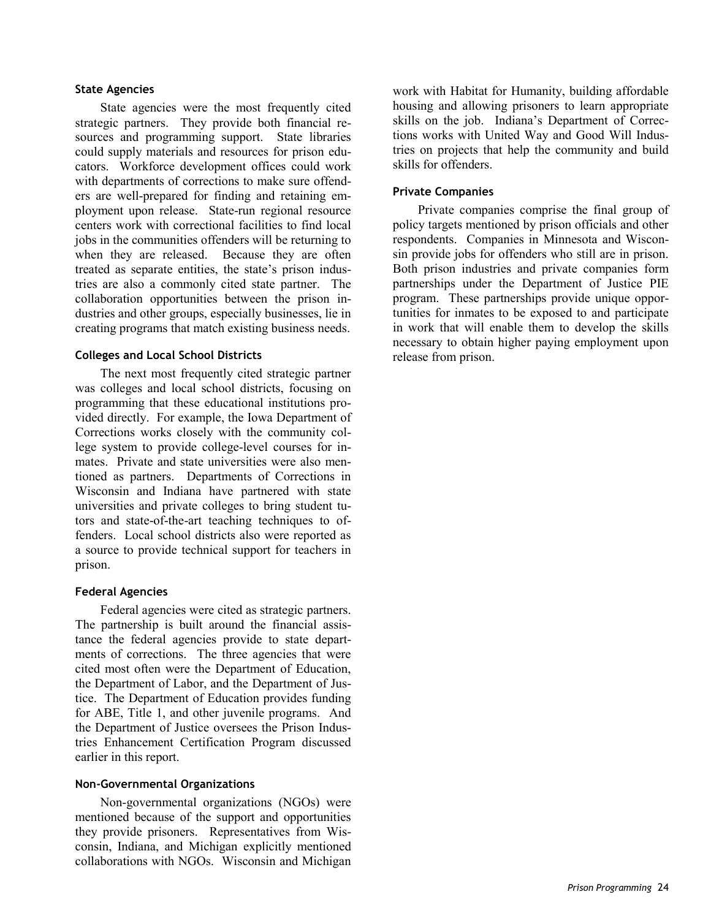### State Agencies

State agencies were the most frequently cited strategic partners. They provide both financial resources and programming support. State libraries could supply materials and resources for prison educators. Workforce development offices could work with departments of corrections to make sure offenders are well-prepared for finding and retaining employment upon release. State-run regional resource centers work with correctional facilities to find local jobs in the communities offenders will be returning to when they are released. Because they are often treated as separate entities, the state's prison industries are also a commonly cited state partner. The collaboration opportunities between the prison industries and other groups, especially businesses, lie in creating programs that match existing business needs.

### Colleges and Local School Districts

The next most frequently cited strategic partner was colleges and local school districts, focusing on programming that these educational institutions provided directly. For example, the Iowa Department of Corrections works closely with the community college system to provide college-level courses for inmates. Private and state universities were also mentioned as partners. Departments of Corrections in Wisconsin and Indiana have partnered with state universities and private colleges to bring student tutors and state-of-the-art teaching techniques to offenders. Local school districts also were reported as a source to provide technical support for teachers in prison.

### Federal Agencies

Federal agencies were cited as strategic partners. The partnership is built around the financial assistance the federal agencies provide to state departments of corrections. The three agencies that were cited most often were the Department of Education, the Department of Labor, and the Department of Justice. The Department of Education provides funding for ABE, Title 1, and other juvenile programs. And the Department of Justice oversees the Prison Industries Enhancement Certification Program discussed earlier in this report.

### Non-Governmental Organizations

Non-governmental organizations (NGOs) were mentioned because of the support and opportunities they provide prisoners. Representatives from Wisconsin, Indiana, and Michigan explicitly mentioned collaborations with NGOs. Wisconsin and Michigan work with Habitat for Humanity, building affordable housing and allowing prisoners to learn appropriate skills on the job. Indiana's Department of Corrections works with United Way and Good Will Industries on projects that help the community and build skills for offenders.

### Private Companies

Private companies comprise the final group of policy targets mentioned by prison officials and other respondents. Companies in Minnesota and Wisconsin provide jobs for offenders who still are in prison. Both prison industries and private companies form partnerships under the Department of Justice PIE program. These partnerships provide unique opportunities for inmates to be exposed to and participate in work that will enable them to develop the skills necessary to obtain higher paying employment upon release from prison.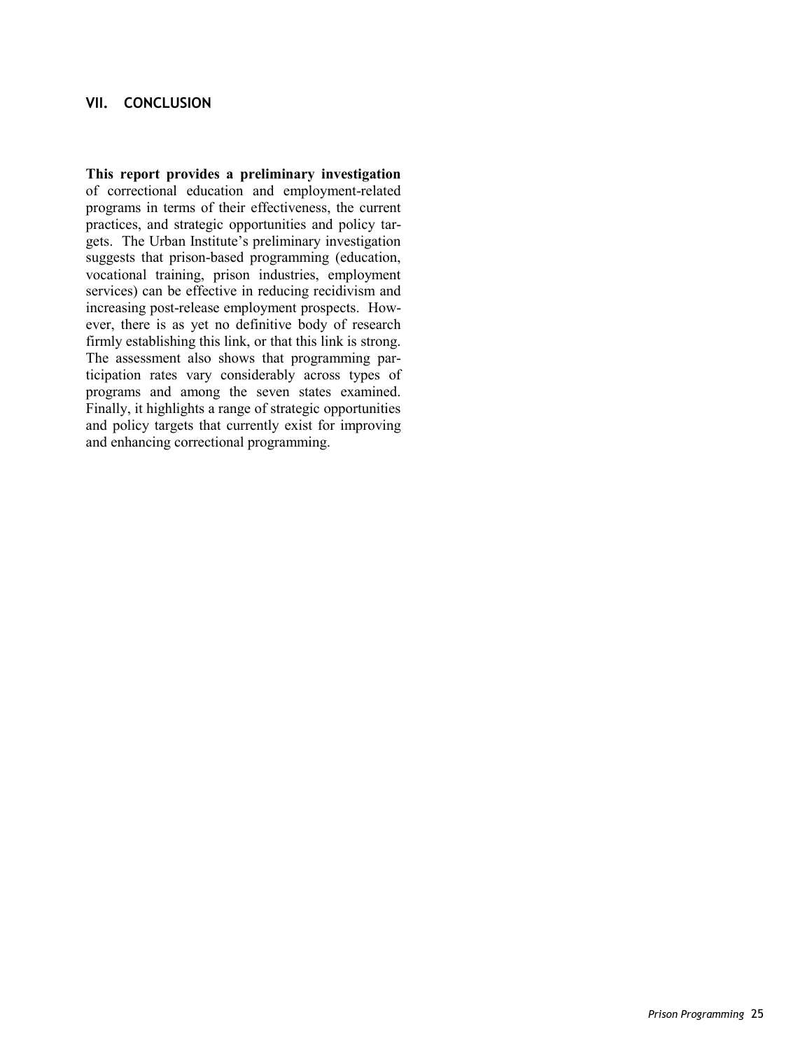## VII. CONCLUSION

**This report provides a preliminary investigation** of correctional education and employment-related programs in terms of their effectiveness, the current practices, and strategic opportunities and policy targets. The Urban Institute's preliminary investigation suggests that prison-based programming (education, vocational training, prison industries, employment services) can be effective in reducing recidivism and increasing post-release employment prospects. However, there is as yet no definitive body of research firmly establishing this link, or that this link is strong. The assessment also shows that programming participation rates vary considerably across types of programs and among the seven states examined. Finally, it highlights a range of strategic opportunities and policy targets that currently exist for improving and enhancing correctional programming.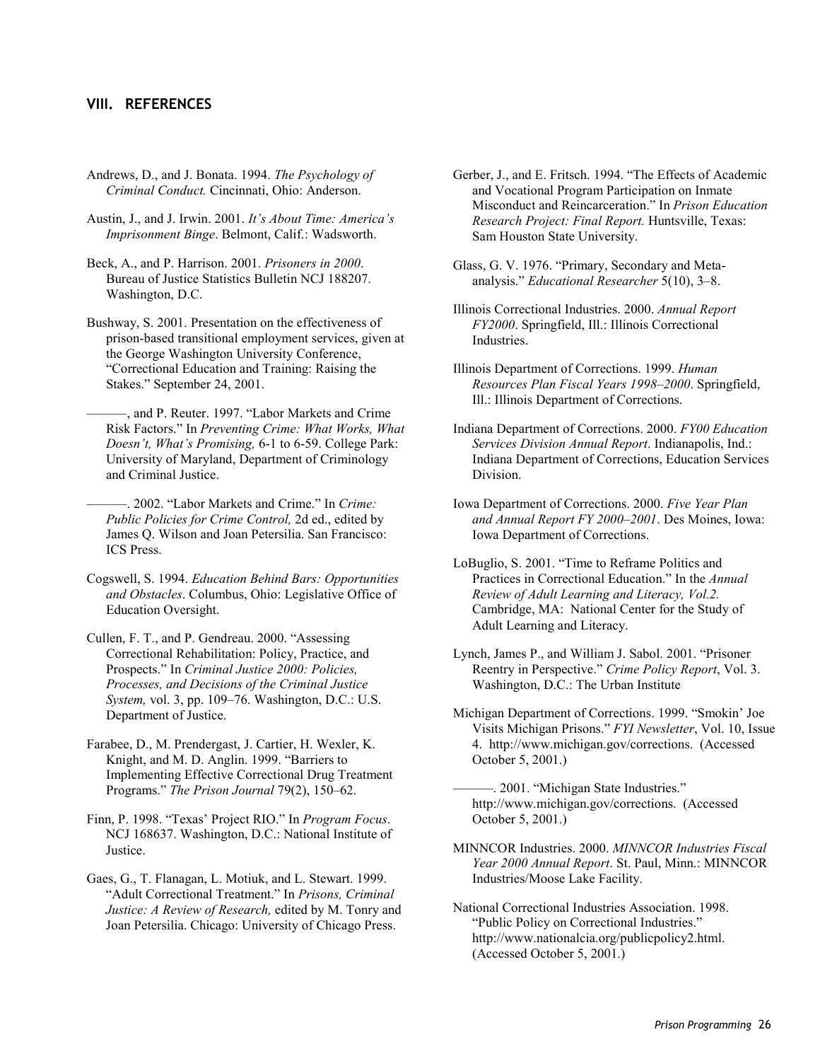## VIII. REFERENCES

Andrews, D., and J. Bonata. 1994. *The Psychology of Criminal Conduct.* Cincinnati, Ohio: Anderson.

Austin, J., and J. Irwin. 2001. *It's About Time: America's Imprisonment Binge*. Belmont, Calif.: Wadsworth.

Beck, A., and P. Harrison. 2001. *Prisoners in 2000*. Bureau of Justice Statistics Bulletin NCJ 188207. Washington, D.C.

Bushway, S. 2001. Presentation on the effectiveness of prison-based transitional employment services, given at the George Washington University Conference, "Correctional Education and Training: Raising the Stakes." September 24, 2001.

———, and P. Reuter. 1997. "Labor Markets and Crime Risk Factors." In *Preventing Crime: What Works, What Doesn't, What's Promising,* 6-1 to 6-59. College Park: University of Maryland, Department of Criminology and Criminal Justice.

———. 2002. "Labor Markets and Crime." In *Crime: Public Policies for Crime Control,* 2d ed., edited by James Q. Wilson and Joan Petersilia. San Francisco: ICS Press.

Cogswell, S. 1994. *Education Behind Bars: Opportunities and Obstacles*. Columbus, Ohio: Legislative Office of Education Oversight.

Cullen, F. T., and P. Gendreau. 2000. "Assessing Correctional Rehabilitation: Policy, Practice, and Prospects." In *Criminal Justice 2000: Policies, Processes, and Decisions of the Criminal Justice System,* vol. 3, pp. 109–76. Washington, D.C.: U.S. Department of Justice.

Farabee, D., M. Prendergast, J. Cartier, H. Wexler, K. Knight, and M. D. Anglin. 1999. "Barriers to Implementing Effective Correctional Drug Treatment Programs." *The Prison Journal* 79(2), 150–62.

Finn, P. 1998. "Texas' Project RIO." In *Program Focus*. NCJ 168637. Washington, D.C.: National Institute of Justice.

Gaes, G., T. Flanagan, L. Motiuk, and L. Stewart. 1999. "Adult Correctional Treatment." In *Prisons, Criminal Justice: A Review of Research,* edited by M. Tonry and Joan Petersilia. Chicago: University of Chicago Press.

Gerber, J., and E. Fritsch. 1994. "The Effects of Academic and Vocational Program Participation on Inmate Misconduct and Reincarceration." In *Prison Education Research Project: Final Report.* Huntsville, Texas: Sam Houston State University.

Glass, G. V. 1976. "Primary, Secondary and Meta-analysis." *Educational Researcher* 5(10), 3–8.

Illinois Correctional Industries. 2000. *Annual Report FY2000*. Springfield, Ill.: Illinois Correctional Industries.

Illinois Department of Corrections. 1999. *Human Resources Plan Fiscal Years 1998–2000*. Springfield, Ill.: Illinois Department of Corrections.

Indiana Department of Corrections. 2000. *FY00 Education Services Division Annual Report*. Indianapolis, Ind.: Indiana Department of Corrections, Education Services Division.

Iowa Department of Corrections. 2000. *Five Year Plan and Annual Report FY 2000–2001*. Des Moines, Iowa: Iowa Department of Corrections.

LoBuglio, S. 2001. "Time to Reframe Politics and Practices in Correctional Education." In the *Annual Review of Adult Learning and Literacy, Vol.2.* Cambridge, MA: National Center for the Study of Adult Learning and Literacy.

Lynch, James P., and William J. Sabol. 2001. "Prisoner Reentry in Perspective." *Crime Policy Report*, Vol. 3. Washington, D.C.: The Urban Institute

Michigan Department of Corrections. 1999. "Smokin' Joe Visits Michigan Prisons." *FYI Newsletter*, Vol. 10, Issue 4. http://www.michigan.gov/corrections. (Accessed October 5, 2001.)

———. 2001. "Michigan State Industries." http://www.michigan.gov/corrections. (Accessed October 5, 2001.)

MINNCOR Industries. 2000. *MINNCOR Industries Fiscal Year 2000 Annual Report*. St. Paul, Minn.: MINNCOR Industries/Moose Lake Facility.

National Correctional Industries Association. 1998. "Public Policy on Correctional Industries." http://www.nationalcia.org/publicpolicy2.html. (Accessed October 5, 2001.)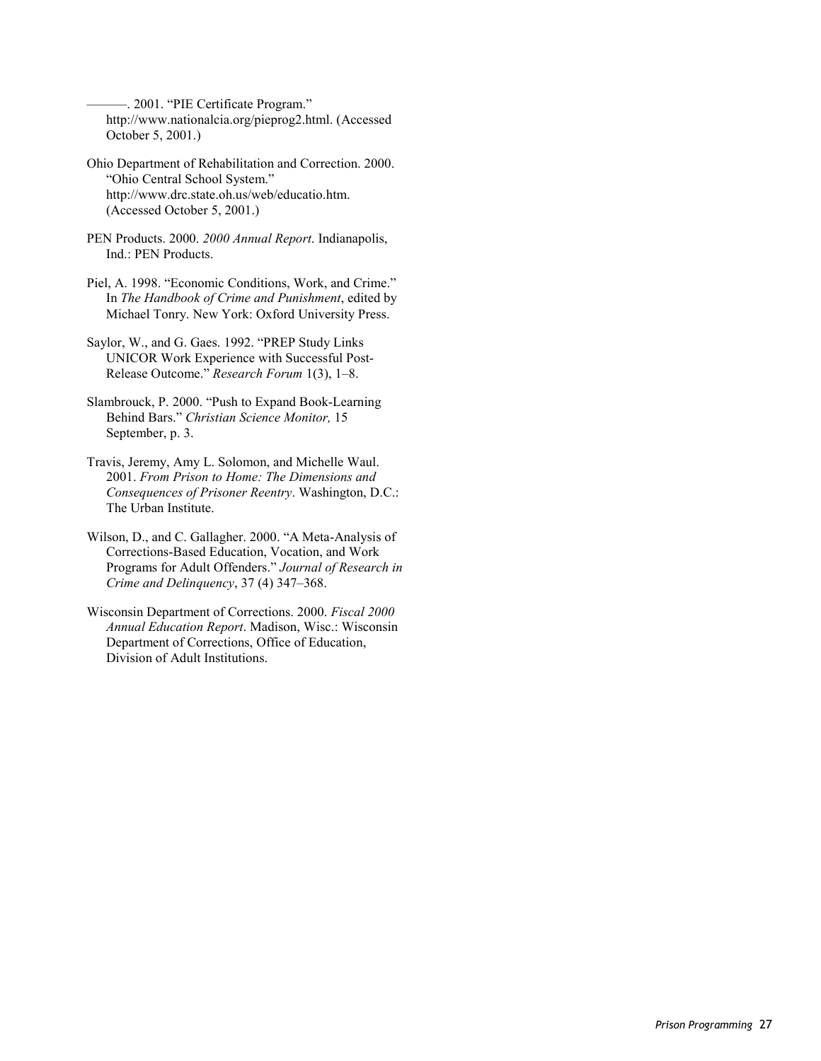———. 2001. "PIE Certificate Program." http://www.nationalcia.org/pieprog2.html. (Accessed October 5, 2001.)

Ohio Department of Rehabilitation and Correction. 2000. "Ohio Central School System." http://www.drc.state.oh.us/web/educatio.htm. (Accessed October 5, 2001.)

PEN Products. 2000. *2000 Annual Report*. Indianapolis, Ind.: PEN Products.

Piel, A. 1998. "Economic Conditions, Work, and Crime." In *The Handbook of Crime and Punishment*, edited by Michael Tonry. New York: Oxford University Press.

Saylor, W., and G. Gaes. 1992. "PREP Study Links UNICOR Work Experience with Successful Post-Release Outcome." *Research Forum* 1(3), 1–8.

Slambrouck, P. 2000. "Push to Expand Book-Learning Behind Bars." *Christian Science Monitor,* 15 September, p. 3.

Travis, Jeremy, Amy L. Solomon, and Michelle Waul. 2001. *From Prison to Home: The Dimensions and Consequences of Prisoner Reentry*. Washington, D.C.: The Urban Institute.

Wilson, D., and C. Gallagher. 2000. "A Meta-Analysis of Corrections-Based Education, Vocation, and Work Programs for Adult Offenders." *Journal of Research in Crime and Delinquency*, 37 (4) 347–368.

Wisconsin Department of Corrections. 2000. *Fiscal 2000 Annual Education Report*. Madison, Wisc.: Wisconsin Department of Corrections, Office of Education, Division of Adult Institutions.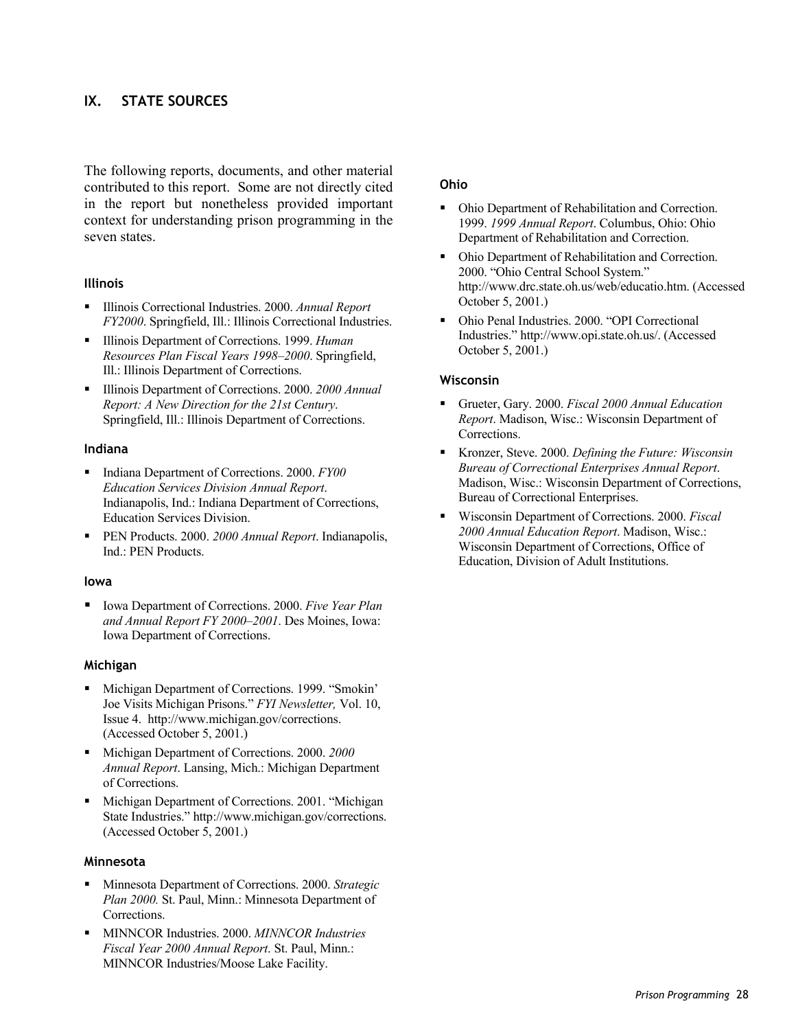## IX. STATE SOURCES

The following reports, documents, and other material contributed to this report. Some are not directly cited in the report but nonetheless provided important context for understanding prison programming in the seven states.

### Illinois

- Illinois Correctional Industries. 2000. *Annual Report FY2000*. Springfield, Ill.: Illinois Correctional Industries.
- Illinois Department of Corrections. 1999. *Human Resources Plan Fiscal Years 1998–2000*. Springfield, Ill.: Illinois Department of Corrections.
- Illinois Department of Corrections. 2000. *2000 Annual Report: A New Direction for the 21st Century*. Springfield, Ill.: Illinois Department of Corrections.

### Indiana

- Indiana Department of Corrections. 2000. *FY00 Education Services Division Annual Report*. Indianapolis, Ind.: Indiana Department of Corrections, Education Services Division.
- PEN Products. 2000. *2000 Annual Report*. Indianapolis, Ind.: PEN Products.

### Iowa

- Iowa Department of Corrections. 2000. *Five Year Plan and Annual Report FY 2000–2001*. Des Moines, Iowa: Iowa Department of Corrections.

### Michigan

- Michigan Department of Corrections. 1999. "Smokin' Joe Visits Michigan Prisons." *FYI Newsletter,* Vol. 10, Issue 4. http://www.michigan.gov/corrections. (Accessed October 5, 2001.)
- Michigan Department of Corrections. 2000. *2000 Annual Report*. Lansing, Mich.: Michigan Department of Corrections.
- Michigan Department of Corrections. 2001. "Michigan State Industries." http://www.michigan.gov/corrections. (Accessed October 5, 2001.)

### Minnesota

- Minnesota Department of Corrections. 2000. *Strategic Plan 2000.* St. Paul, Minn.: Minnesota Department of Corrections.
- MINNCOR Industries. 2000. *MINNCOR Industries Fiscal Year 2000 Annual Report*. St. Paul, Minn.: MINNCOR Industries/Moose Lake Facility.

### Ohio

- Ohio Department of Rehabilitation and Correction. 1999. *1999 Annual Report*. Columbus, Ohio: Ohio Department of Rehabilitation and Correction.
- Ohio Department of Rehabilitation and Correction. 2000. "Ohio Central School System." http://www.drc.state.oh.us/web/educatio.htm. (Accessed October 5, 2001.)
- Ohio Penal Industries. 2000. "OPI Correctional Industries." http://www.opi.state.oh.us/. (Accessed October 5, 2001.)

### Wisconsin

- Grueter, Gary. 2000. *Fiscal 2000 Annual Education Report*. Madison, Wisc.: Wisconsin Department of Corrections.
- Kronzer, Steve. 2000. *Defining the Future: Wisconsin Bureau of Correctional Enterprises Annual Report*. Madison, Wisc.: Wisconsin Department of Corrections, Bureau of Correctional Enterprises.
- Wisconsin Department of Corrections. 2000. *Fiscal 2000 Annual Education Report*. Madison, Wisc.: Wisconsin Department of Corrections, Office of Education, Division of Adult Institutions.